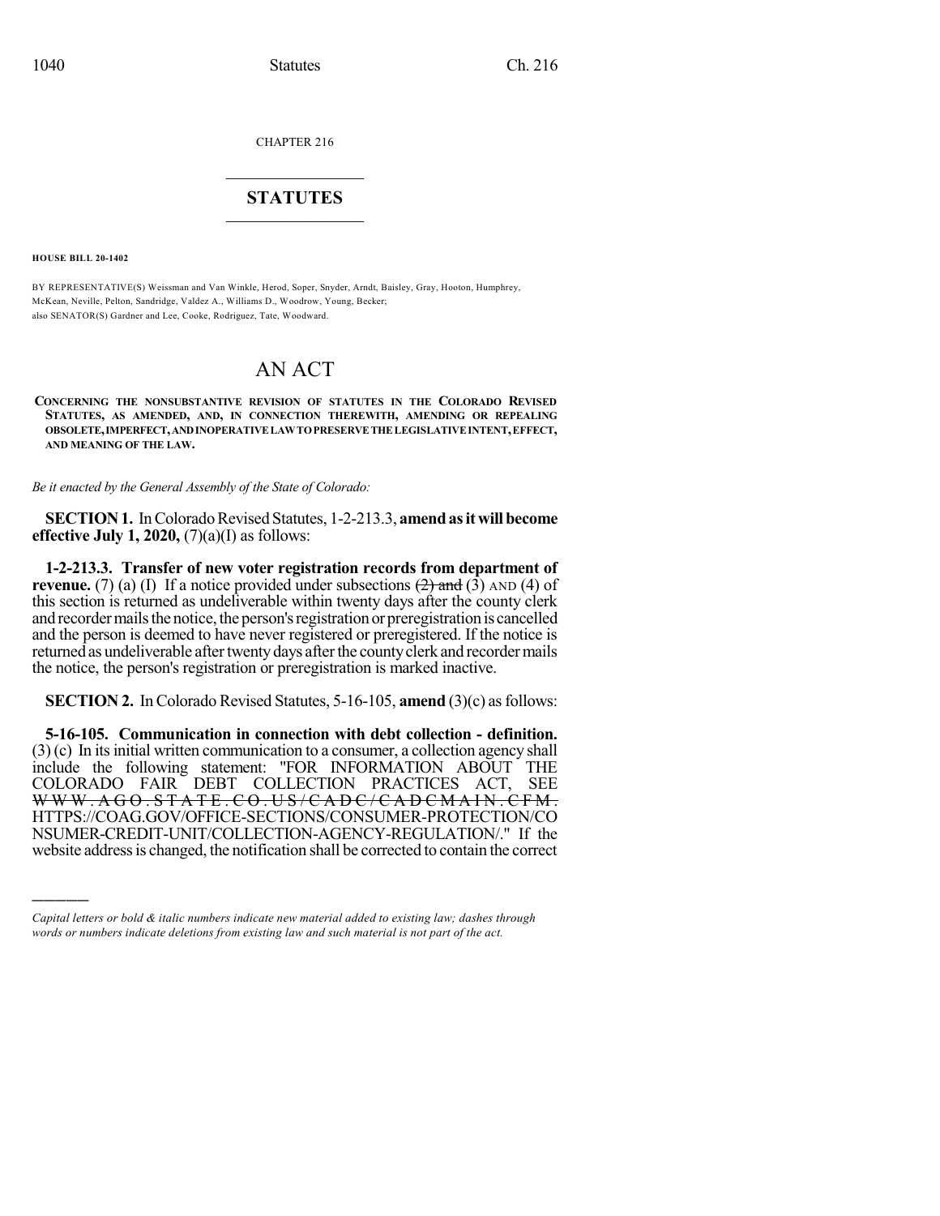CHAPTER 216

## STATUTES

**HOUSE BILL 20-1402**

BY REPRESENTATIVE(S) Weissman and Van Winkle, Herod, Soper, Snyder, Arndt, Baisley, Gray, Hooton, Humphrey, McKean, Neville, Pelton, Sandridge, Valdez A., Williams D., Woodrow, Young, Becker;
also SENATOR(S) Gardner and Lee, Cooke, Rodriguez, Tate, Woodward.

# AN ACT

**CONCERNING THE NONSUBSTANTIVE REVISION OF STATUTES IN THE COLORADO REVISED STATUTES, AS AMENDED, AND, IN CONNECTION THEREWITH, AMENDING OR REPEALING OBSOLETE, IMPERFECT, AND INOPERATIVE LAW TO PRESERVE THE LEGISLATIVE INTENT, EFFECT, AND MEANING OF THE LAW.**

*Be it enacted by the General Assembly of the State of Colorado:*

**SECTION 1.** In Colorado Revised Statutes, 1-2-213.3, **amend as it will become effective July 1, 2020,** (7)(a)(I) as follows:

**1-2-213.3. Transfer of new voter registration records from department of revenue.** (7) (a) (I) If a notice provided under subsections ~~(2) and~~ (3) AND (4) of this section is returned as undeliverable within twenty days after the county clerk and recorder mails the notice, the person's registration or preregistration is cancelled and the person is deemed to have never registered or preregistered. If the notice is returned as undeliverable after twenty days after the county clerk and recorder mails the notice, the person's registration or preregistration is marked inactive.

**SECTION 2.** In Colorado Revised Statutes, 5-16-105, **amend** (3)(c) as follows:

**5-16-105. Communication in connection with debt collection - definition.** (3) (c) In its initial written communication to a consumer, a collection agency shall include the following statement: "FOR INFORMATION ABOUT THE COLORADO FAIR DEBT COLLECTION PRACTICES ACT, SEE ~~WWW.AGO.STATE.CO.US/CADC/CADCMAIN.CFM.~~ HTTPS://COAG.GOV/OFFICE-SECTIONS/CONSUMER-PROTECTION/CONSUMER-CREDIT-UNIT/COLLECTION-AGENCY-REGULATION/." If the website address is changed, the notification shall be corrected to contain the correct

*Capital letters or bold & italic numbers indicate new material added to existing law; dashes through words or numbers indicate deletions from existing law and such material is not part of the act.*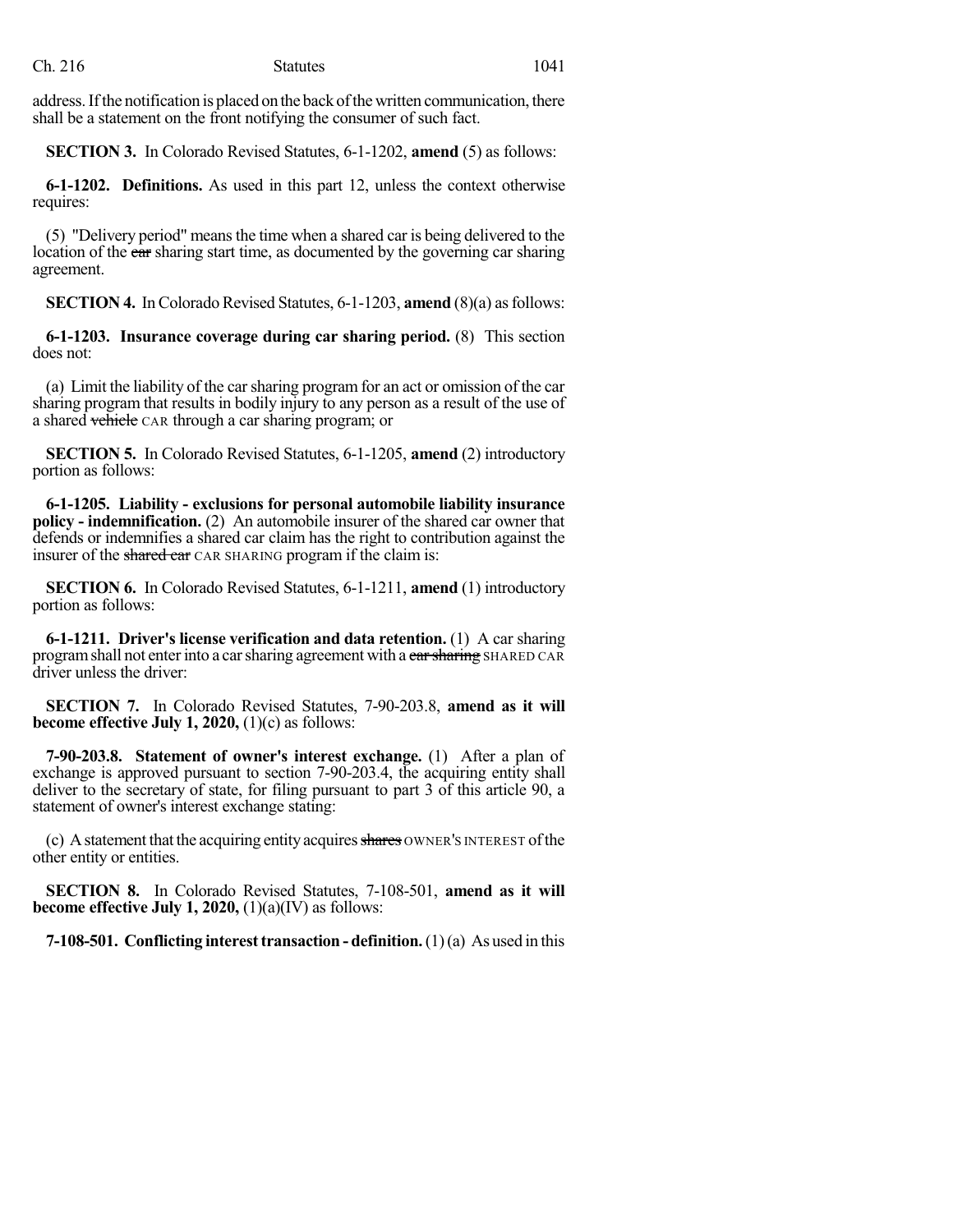address. If the notification is placed on the back of the written communication, there shall be a statement on the front notifying the consumer of such fact.

**SECTION 3.** In Colorado Revised Statutes, 6-1-1202, **amend** (5) as follows:

**6-1-1202. Definitions.** As used in this part 12, unless the context otherwise requires:

(5) "Delivery period" means the time when a shared car is being delivered to the location of the ~~car~~ sharing start time, as documented by the governing car sharing agreement.

**SECTION 4.** In Colorado Revised Statutes, 6-1-1203, **amend** (8)(a) as follows:

**6-1-1203. Insurance coverage during car sharing period.** (8) This section does not:

(a) Limit the liability of the car sharing program for an act or omission of the car sharing program that results in bodily injury to any person as a result of the use of a shared ~~vehicle~~ CAR through a car sharing program; or

**SECTION 5.** In Colorado Revised Statutes, 6-1-1205, **amend** (2) introductory portion as follows:

**6-1-1205. Liability - exclusions for personal automobile liability insurance policy - indemnification.** (2) An automobile insurer of the shared car owner that defends or indemnifies a shared car claim has the right to contribution against the insurer of the ~~shared car~~ CAR SHARING program if the claim is:

**SECTION 6.** In Colorado Revised Statutes, 6-1-1211, **amend** (1) introductory portion as follows:

**6-1-1211. Driver's license verification and data retention.** (1) A car sharing program shall not enter into a car sharing agreement with a ~~car sharing~~ SHARED CAR driver unless the driver:

**SECTION 7.** In Colorado Revised Statutes, 7-90-203.8, **amend as it will become effective July 1, 2020,** (1)(c) as follows:

**7-90-203.8. Statement of owner's interest exchange.** (1) After a plan of exchange is approved pursuant to section 7-90-203.4, the acquiring entity shall deliver to the secretary of state, for filing pursuant to part 3 of this article 90, a statement of owner's interest exchange stating:

(c) A statement that the acquiring entity acquires ~~shares~~ OWNER'S INTEREST of the other entity or entities.

**SECTION 8.** In Colorado Revised Statutes, 7-108-501, **amend as it will become effective July 1, 2020,** (1)(a)(IV) as follows:

**7-108-501. Conflicting interest transaction - definition.** (1) (a) As used in this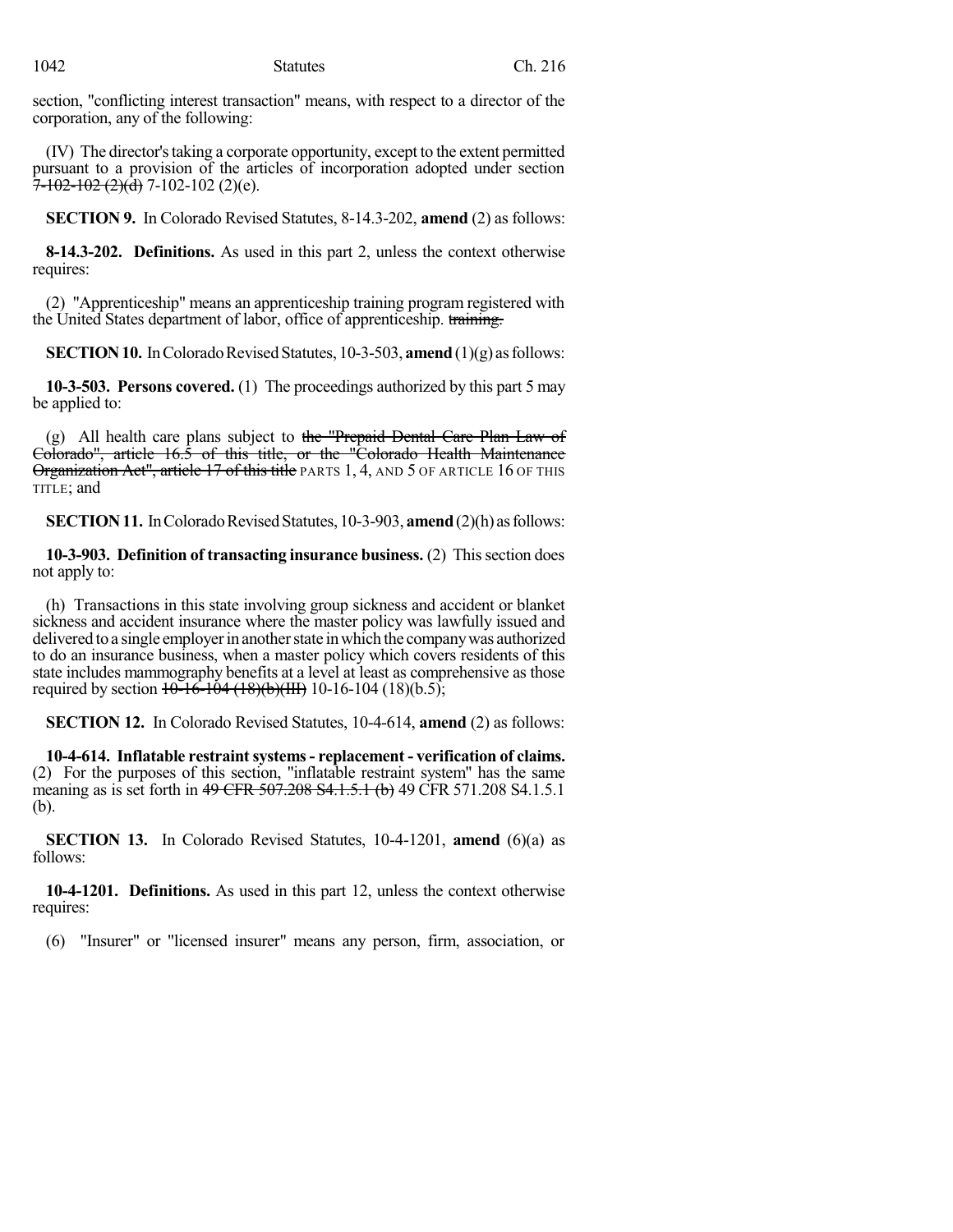section, "conflicting interest transaction" means, with respect to a director of the corporation, any of the following:

(IV) The director's taking a corporate opportunity, except to the extent permitted pursuant to a provision of the articles of incorporation adopted under section ~~7-102-102 (2)(d)~~ 7-102-102 (2)(e).

**SECTION 9.** In Colorado Revised Statutes, 8-14.3-202, **amend** (2) as follows:

**8-14.3-202. Definitions.** As used in this part 2, unless the context otherwise requires:

(2) "Apprenticeship" means an apprenticeship training program registered with the United States department of labor, office of apprenticeship. ~~training.~~

**SECTION 10.** In Colorado Revised Statutes, 10-3-503, **amend** (1)(g) as follows:

**10-3-503. Persons covered.** (1) The proceedings authorized by this part 5 may be applied to:

(g) All health care plans subject to ~~the "Prepaid Dental Care Plan Law of Colorado", article 16.5 of this title, or the "Colorado Health Maintenance Organization Act", article 17 of this title~~ PARTS 1, 4, AND 5 OF ARTICLE 16 OF THIS TITLE; and

**SECTION 11.** In Colorado Revised Statutes, 10-3-903, **amend** (2)(h) as follows:

**10-3-903. Definition of transacting insurance business.** (2) This section does not apply to:

(h) Transactions in this state involving group sickness and accident or blanket sickness and accident insurance where the master policy was lawfully issued and delivered to a single employer in another state in which the company was authorized to do an insurance business, when a master policy which covers residents of this state includes mammography benefits at a level at least as comprehensive as those required by section ~~10-16-104 (18)(b)(III)~~ 10-16-104 (18)(b.5);

**SECTION 12.** In Colorado Revised Statutes, 10-4-614, **amend** (2) as follows:

**10-4-614. Inflatable restraint systems - replacement - verification of claims.** (2) For the purposes of this section, "inflatable restraint system" has the same meaning as is set forth in ~~49 CFR 507.208 S4.1.5.1 (b)~~ 49 CFR 571.208 S4.1.5.1 (b).

**SECTION 13.** In Colorado Revised Statutes, 10-4-1201, **amend** (6)(a) as follows:

**10-4-1201. Definitions.** As used in this part 12, unless the context otherwise requires:

(6) "Insurer" or "licensed insurer" means any person, firm, association, or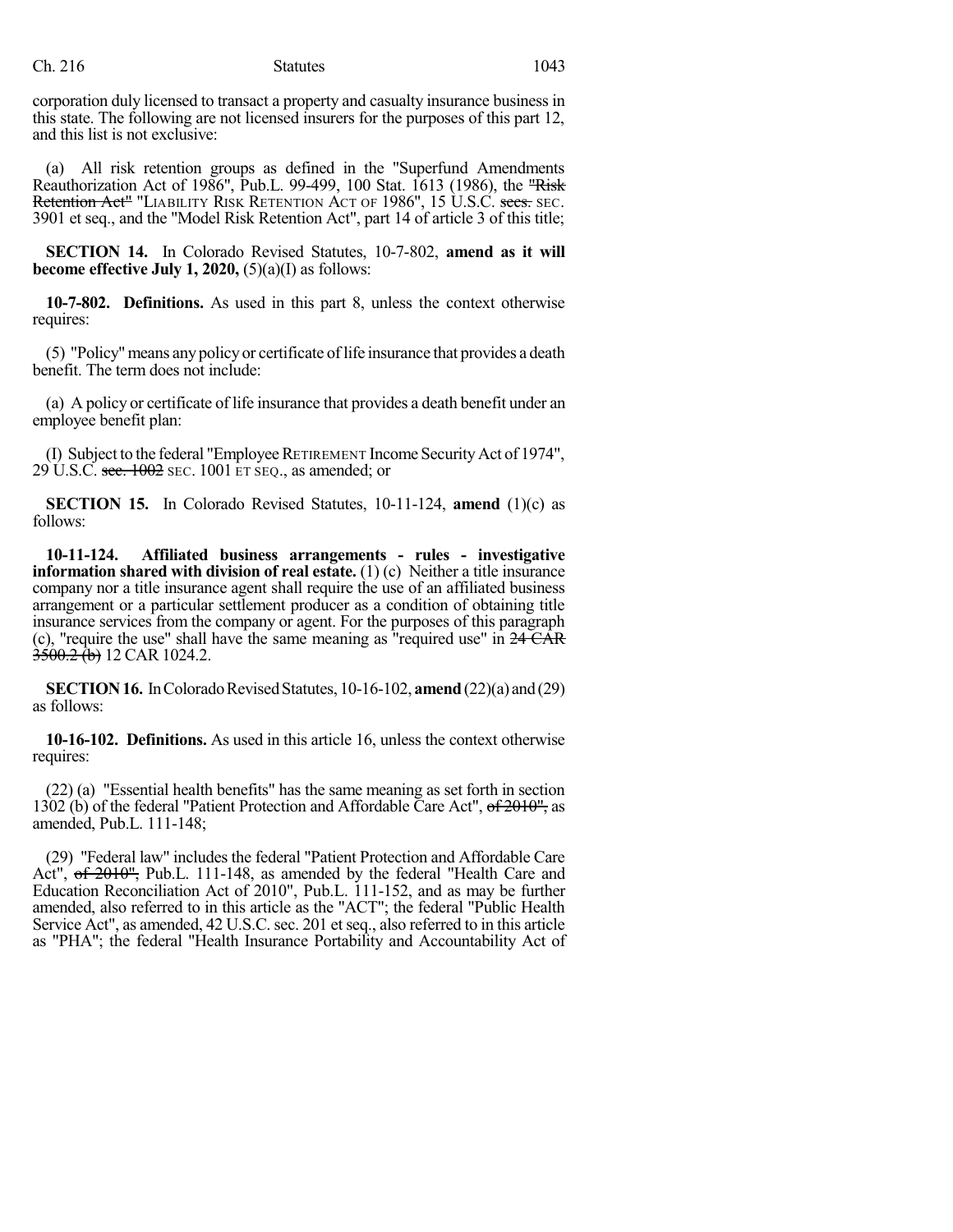corporation duly licensed to transact a property and casualty insurance business in this state. The following are not licensed insurers for the purposes of this part 12, and this list is not exclusive:

(a) All risk retention groups as defined in the "Superfund Amendments Reauthorization Act of 1986", Pub.L. 99-499, 100 Stat. 1613 (1986), the ~~"Risk Retention Act"~~ "LIABILITY RISK RETENTION ACT OF 1986", 15 U.S.C. ~~secs.~~ SEC. 3901 et seq., and the "Model Risk Retention Act", part 14 of article 3 of this title;

**SECTION 14.** In Colorado Revised Statutes, 10-7-802, **amend as it will become effective July 1, 2020,** (5)(a)(I) as follows:

**10-7-802. Definitions.** As used in this part 8, unless the context otherwise requires:

(5) "Policy" means any policy or certificate of life insurance that provides a death benefit. The term does not include:

(a) A policy or certificate of life insurance that provides a death benefit under an employee benefit plan:

(I) Subject to the federal "Employee RETIREMENT Income Security Act of 1974", 29 U.S.C. ~~sec. 1002~~ SEC. 1001 ET SEQ., as amended; or

**SECTION 15.** In Colorado Revised Statutes, 10-11-124, **amend** (1)(c) as follows:

**10-11-124. Affiliated business arrangements - rules - investigative information shared with division of real estate.** (1) (c) Neither a title insurance company nor a title insurance agent shall require the use of an affiliated business arrangement or a particular settlement producer as a condition of obtaining title insurance services from the company or agent. For the purposes of this paragraph (c), "require the use" shall have the same meaning as "required use" in ~~24 CAR 3500.2 (b)~~ 12 CAR 1024.2.

**SECTION 16.** In Colorado Revised Statutes, 10-16-102, **amend** (22)(a) and (29) as follows:

**10-16-102. Definitions.** As used in this article 16, unless the context otherwise requires:

(22) (a) "Essential health benefits" has the same meaning as set forth in section 1302 (b) of the federal "Patient Protection and Affordable Care Act", ~~of 2010",~~ as amended, Pub.L. 111-148;

(29) "Federal law" includes the federal "Patient Protection and Affordable Care Act", ~~of 2010",~~ Pub.L. 111-148, as amended by the federal "Health Care and Education Reconciliation Act of 2010", Pub.L. 111-152, and as may be further amended, also referred to in this article as the "ACT"; the federal "Public Health Service Act", as amended, 42 U.S.C. sec. 201 et seq., also referred to in this article as "PHA"; the federal "Health Insurance Portability and Accountability Act of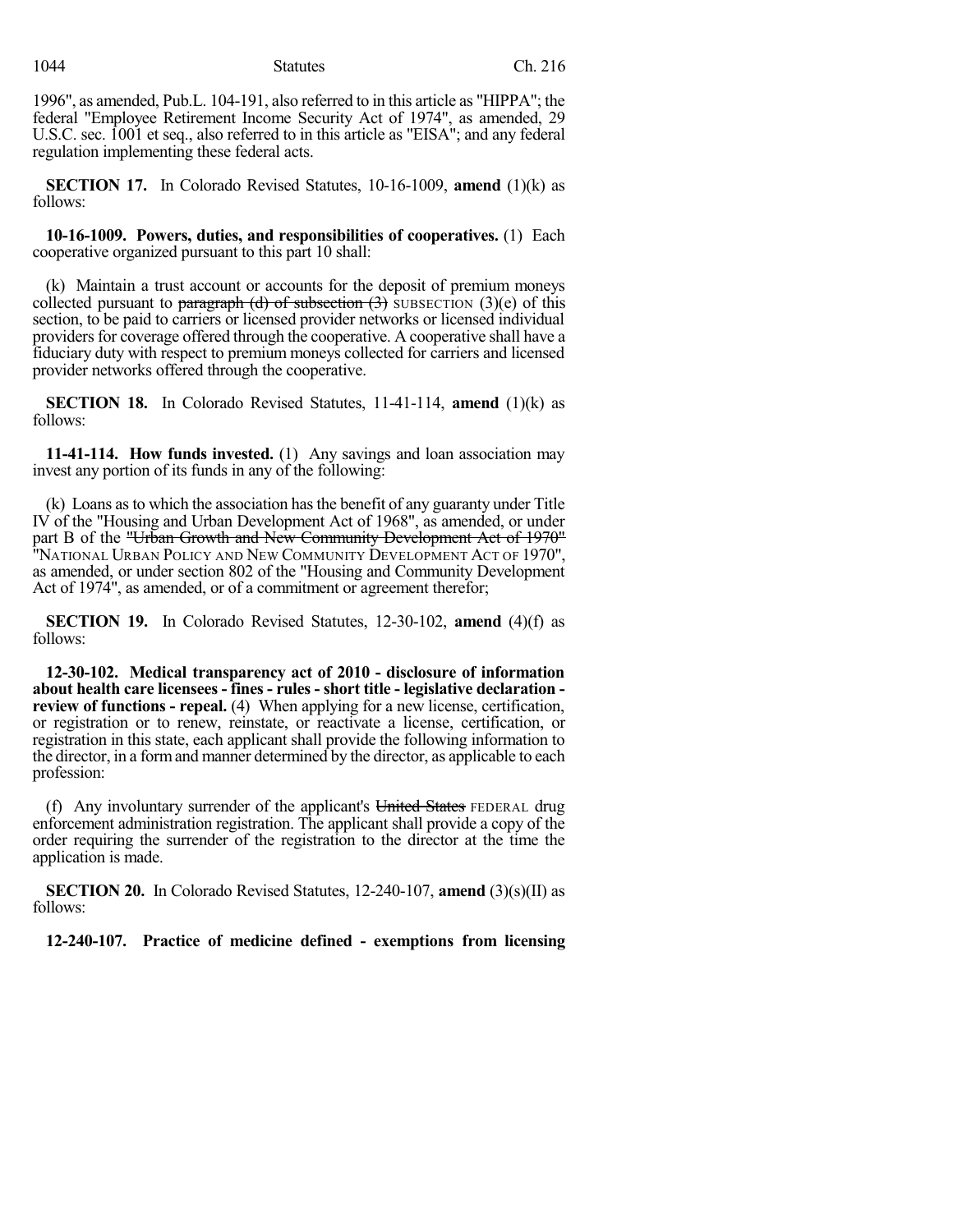1996", as amended, Pub.L. 104-191, also referred to in this article as "HIPPA"; the federal "Employee Retirement Income Security Act of 1974", as amended, 29 U.S.C. sec. 1001 et seq., also referred to in this article as "EISA"; and any federal regulation implementing these federal acts.

**SECTION 17.** In Colorado Revised Statutes, 10-16-1009, **amend** (1)(k) as follows:

**10-16-1009. Powers, duties, and responsibilities of cooperatives.** (1) Each cooperative organized pursuant to this part 10 shall:

(k) Maintain a trust account or accounts for the deposit of premium moneys collected pursuant to ~~paragraph (d) of subsection (3)~~ SUBSECTION (3)(e) of this section, to be paid to carriers or licensed provider networks or licensed individual providers for coverage offered through the cooperative. A cooperative shall have a fiduciary duty with respect to premium moneys collected for carriers and licensed provider networks offered through the cooperative.

**SECTION 18.** In Colorado Revised Statutes, 11-41-114, **amend** (1)(k) as follows:

**11-41-114. How funds invested.** (1) Any savings and loan association may invest any portion of its funds in any of the following:

(k) Loans as to which the association has the benefit of any guaranty under Title IV of the "Housing and Urban Development Act of 1968", as amended, or under part B of the ~~"Urban Growth and New Community Development Act of 1970"~~ "NATIONAL URBAN POLICY AND NEW COMMUNITY DEVELOPMENT ACT OF 1970", as amended, or under section 802 of the "Housing and Community Development Act of 1974", as amended, or of a commitment or agreement therefor;

**SECTION 19.** In Colorado Revised Statutes, 12-30-102, **amend** (4)(f) as follows:

**12-30-102. Medical transparency act of 2010 - disclosure of information about health care licensees - fines - rules - short title - legislative declaration - review of functions - repeal.** (4) When applying for a new license, certification, or registration or to renew, reinstate, or reactivate a license, certification, or registration in this state, each applicant shall provide the following information to the director, in a form and manner determined by the director, as applicable to each profession:

(f) Any involuntary surrender of the applicant's ~~United States~~ FEDERAL drug enforcement administration registration. The applicant shall provide a copy of the order requiring the surrender of the registration to the director at the time the application is made.

**SECTION 20.** In Colorado Revised Statutes, 12-240-107, **amend** (3)(s)(II) as follows:

**12-240-107. Practice of medicine defined - exemptions from licensing**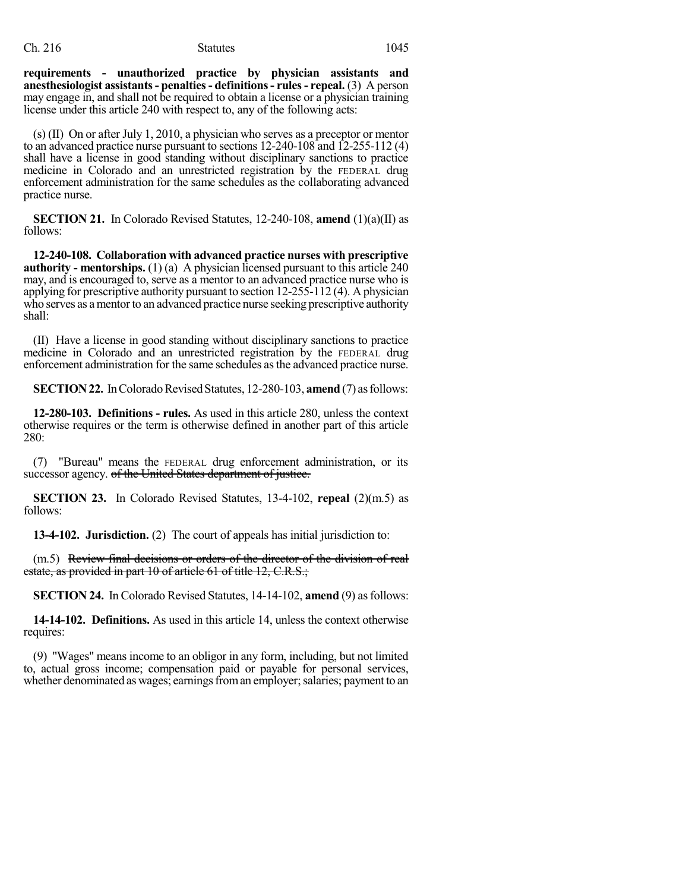**requirements - unauthorized practice by physician assistants and anesthesiologist assistants - penalties - definitions - rules - repeal.** (3) A person may engage in, and shall not be required to obtain a license or a physician training license under this article 240 with respect to, any of the following acts:

(s) (II) On or after July 1, 2010, a physician who serves as a preceptor or mentor to an advanced practice nurse pursuant to sections 12-240-108 and 12-255-112 (4) shall have a license in good standing without disciplinary sanctions to practice medicine in Colorado and an unrestricted registration by the FEDERAL drug enforcement administration for the same schedules as the collaborating advanced practice nurse.

**SECTION 21.** In Colorado Revised Statutes, 12-240-108, **amend** (1)(a)(II) as follows:

**12-240-108. Collaboration with advanced practice nurses with prescriptive authority - mentorships.** (1) (a) A physician licensed pursuant to this article 240 may, and is encouraged to, serve as a mentor to an advanced practice nurse who is applying for prescriptive authority pursuant to section 12-255-112 (4). A physician who serves as a mentor to an advanced practice nurse seeking prescriptive authority shall:

(II) Have a license in good standing without disciplinary sanctions to practice medicine in Colorado and an unrestricted registration by the FEDERAL drug enforcement administration for the same schedules as the advanced practice nurse.

**SECTION 22.** In Colorado Revised Statutes, 12-280-103, **amend** (7) as follows:

**12-280-103. Definitions - rules.** As used in this article 280, unless the context otherwise requires or the term is otherwise defined in another part of this article 280:

(7) "Bureau" means the FEDERAL drug enforcement administration, or its successor agency. ~~of the United States department of justice.~~

**SECTION 23.** In Colorado Revised Statutes, 13-4-102, **repeal** (2)(m.5) as follows:

**13-4-102. Jurisdiction.** (2) The court of appeals has initial jurisdiction to:

(m.5) ~~Review final decisions or orders of the director of the division of real estate, as provided in part 10 of article 61 of title 12, C.R.S.;~~

**SECTION 24.** In Colorado Revised Statutes, 14-14-102, **amend** (9) as follows:

**14-14-102. Definitions.** As used in this article 14, unless the context otherwise requires:

(9) "Wages" means income to an obligor in any form, including, but not limited to, actual gross income; compensation paid or payable for personal services, whether denominated as wages; earnings from an employer; salaries; payment to an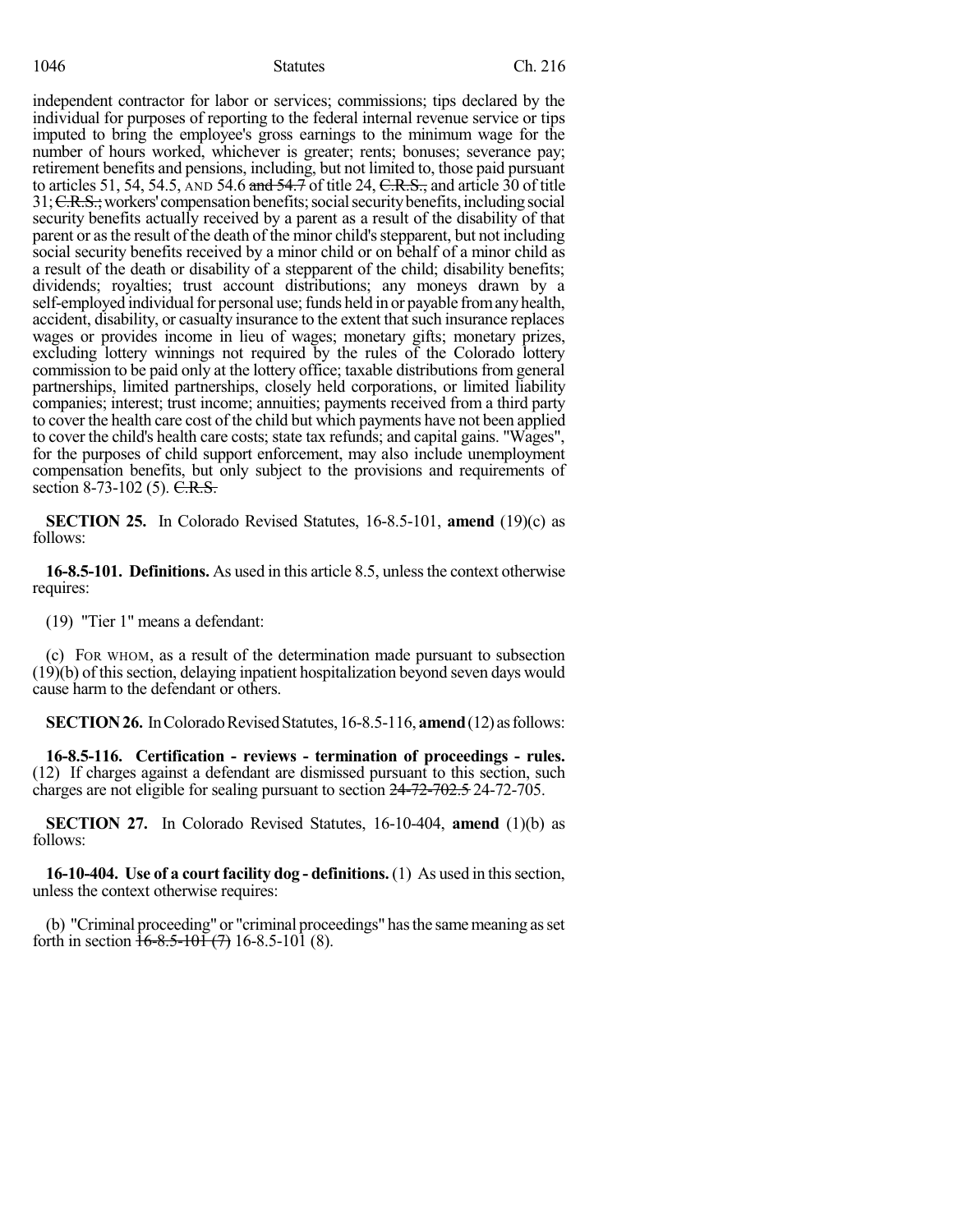independent contractor for labor or services; commissions; tips declared by the individual for purposes of reporting to the federal internal revenue service or tips imputed to bring the employee's gross earnings to the minimum wage for the number of hours worked, whichever is greater; rents; bonuses; severance pay; retirement benefits and pensions, including, but not limited to, those paid pursuant to articles 51, 54, 54.5, AND 54.6 ~~and 54.7~~ of title 24, ~~C.R.S.,~~ and article 30 of title 31; ~~C.R.S.;~~ workers' compensation benefits; social security benefits, including social security benefits actually received by a parent as a result of the disability of that parent or as the result of the death of the minor child's stepparent, but not including social security benefits received by a minor child or on behalf of a minor child as a result of the death or disability of a stepparent of the child; disability benefits; dividends; royalties; trust account distributions; any moneys drawn by a self-employed individual for personal use; funds held in or payable from any health, accident, disability, or casualty insurance to the extent that such insurance replaces wages or provides income in lieu of wages; monetary gifts; monetary prizes, excluding lottery winnings not required by the rules of the Colorado lottery commission to be paid only at the lottery office; taxable distributions from general partnerships, limited partnerships, closely held corporations, or limited liability companies; interest; trust income; annuities; payments received from a third party to cover the health care cost of the child but which payments have not been applied to cover the child's health care costs; state tax refunds; and capital gains. "Wages", for the purposes of child support enforcement, may also include unemployment compensation benefits, but only subject to the provisions and requirements of section 8-73-102 (5). ~~C.R.S.~~

**SECTION 25.** In Colorado Revised Statutes, 16-8.5-101, **amend** (19)(c) as follows:

**16-8.5-101. Definitions.** As used in this article 8.5, unless the context otherwise requires:

(19) "Tier 1" means a defendant:

(c) FOR WHOM, as a result of the determination made pursuant to subsection (19)(b) of this section, delaying inpatient hospitalization beyond seven days would cause harm to the defendant or others.

**SECTION 26.** In Colorado Revised Statutes, 16-8.5-116, **amend** (12) as follows:

**16-8.5-116. Certification - reviews - termination of proceedings - rules.** (12) If charges against a defendant are dismissed pursuant to this section, such charges are not eligible for sealing pursuant to section ~~24-72-702.5~~ 24-72-705.

**SECTION 27.** In Colorado Revised Statutes, 16-10-404, **amend** (1)(b) as follows:

**16-10-404. Use of a court facility dog - definitions.** (1) As used in this section, unless the context otherwise requires:

(b) "Criminal proceeding" or "criminal proceedings" has the same meaning as set forth in section ~~16-8.5-101 (7)~~ 16-8.5-101 (8).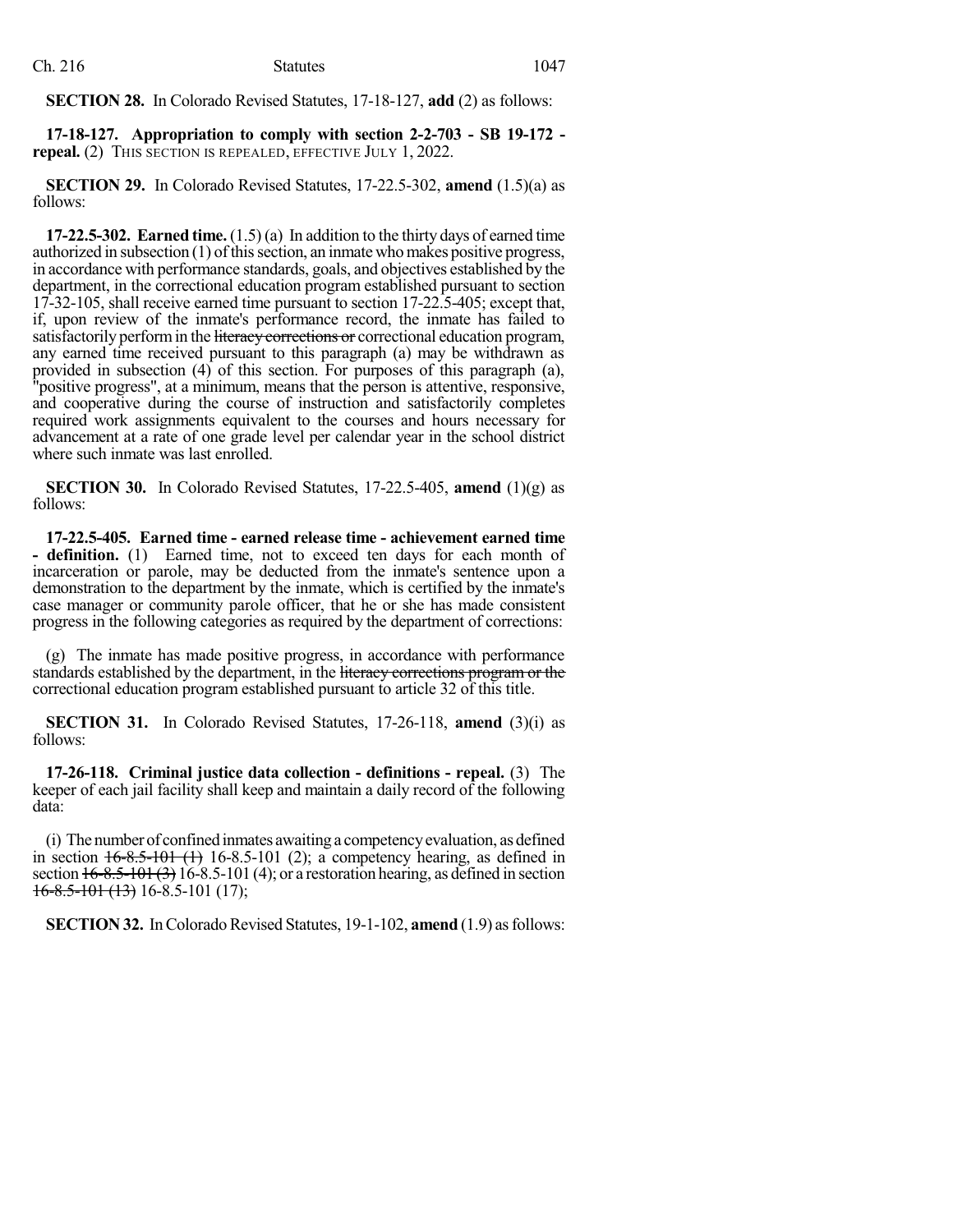**SECTION 28.** In Colorado Revised Statutes, 17-18-127, **add** (2) as follows:

**17-18-127. Appropriation to comply with section 2-2-703 - SB 19-172 - repeal.** (2) THIS SECTION IS REPEALED, EFFECTIVE JULY 1, 2022.

**SECTION 29.** In Colorado Revised Statutes, 17-22.5-302, **amend** (1.5)(a) as follows:

**17-22.5-302. Earned time.** (1.5) (a) In addition to the thirty days of earned time authorized in subsection (1) of this section, an inmate who makes positive progress, in accordance with performance standards, goals, and objectives established by the department, in the correctional education program established pursuant to section 17-32-105, shall receive earned time pursuant to section 17-22.5-405; except that, if, upon review of the inmate's performance record, the inmate has failed to satisfactorily perform in the ~~literacy corrections or~~ correctional education program, any earned time received pursuant to this paragraph (a) may be withdrawn as provided in subsection (4) of this section. For purposes of this paragraph (a), "positive progress", at a minimum, means that the person is attentive, responsive, and cooperative during the course of instruction and satisfactorily completes required work assignments equivalent to the courses and hours necessary for advancement at a rate of one grade level per calendar year in the school district where such inmate was last enrolled.

**SECTION 30.** In Colorado Revised Statutes, 17-22.5-405, **amend** (1)(g) as follows:

**17-22.5-405. Earned time - earned release time - achievement earned time - definition.** (1) Earned time, not to exceed ten days for each month of incarceration or parole, may be deducted from the inmate's sentence upon a demonstration to the department by the inmate, which is certified by the inmate's case manager or community parole officer, that he or she has made consistent progress in the following categories as required by the department of corrections:

(g) The inmate has made positive progress, in accordance with performance standards established by the department, in the ~~literacy corrections program or the~~ correctional education program established pursuant to article 32 of this title.

**SECTION 31.** In Colorado Revised Statutes, 17-26-118, **amend** (3)(i) as follows:

**17-26-118. Criminal justice data collection - definitions - repeal.** (3) The keeper of each jail facility shall keep and maintain a daily record of the following data:

(i) The number of confined inmates awaiting a competency evaluation, as defined in section ~~16-8.5-101 (1)~~ 16-8.5-101 (2); a competency hearing, as defined in section ~~16-8.5-101 (3)~~ 16-8.5-101 (4); or a restoration hearing, as defined in section ~~16-8.5-101 (13)~~ 16-8.5-101 (17);

**SECTION 32.** In Colorado Revised Statutes, 19-1-102, **amend** (1.9) as follows: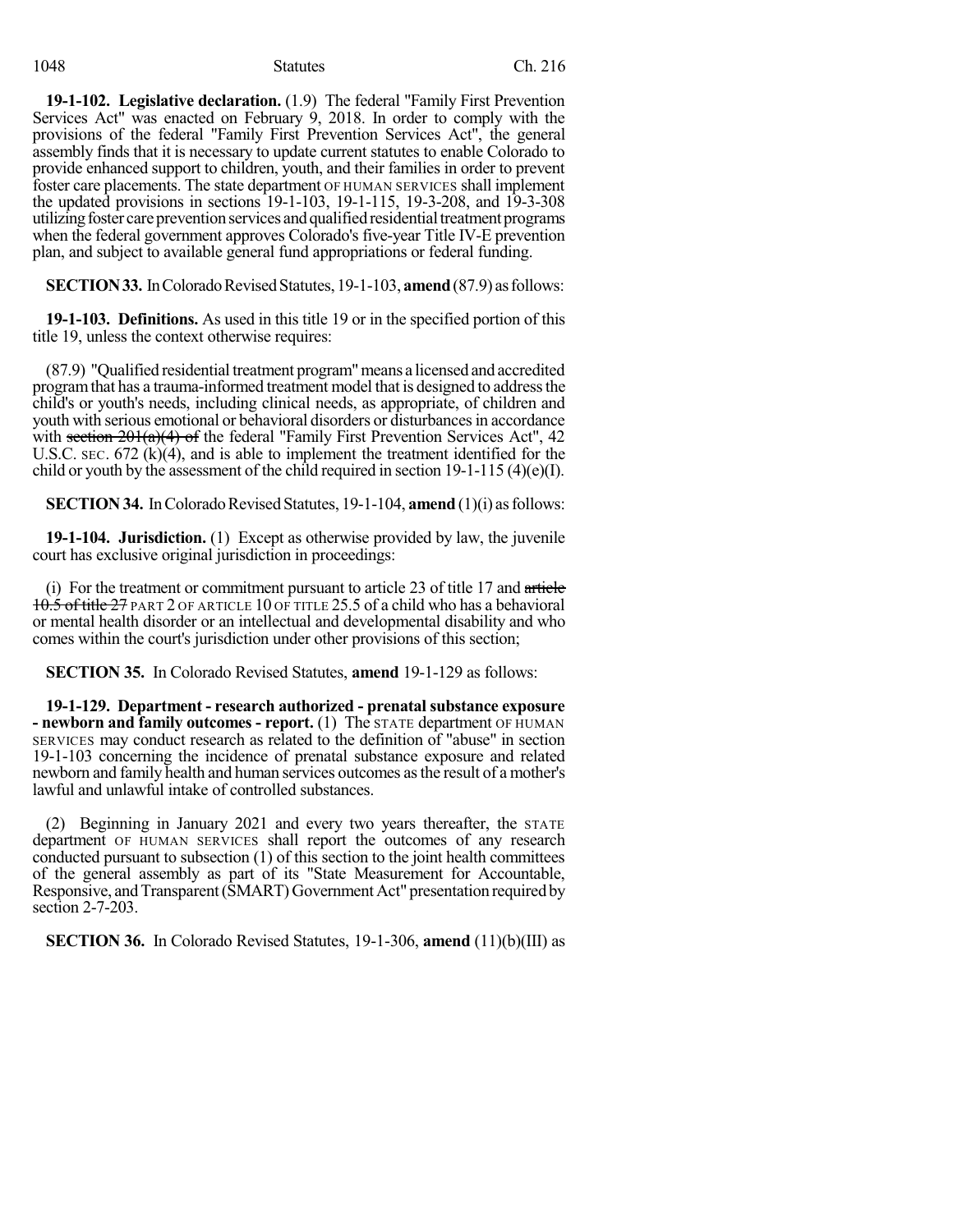**19-1-102. Legislative declaration.** (1.9) The federal "Family First Prevention Services Act" was enacted on February 9, 2018. In order to comply with the provisions of the federal "Family First Prevention Services Act", the general assembly finds that it is necessary to update current statutes to enable Colorado to provide enhanced support to children, youth, and their families in order to prevent foster care placements. The state department OF HUMAN SERVICES shall implement the updated provisions in sections 19-1-103, 19-1-115, 19-3-208, and 19-3-308 utilizing foster care prevention services and qualified residential treatment programs when the federal government approves Colorado's five-year Title IV-E prevention plan, and subject to available general fund appropriations or federal funding.

**SECTION 33.** In Colorado Revised Statutes, 19-1-103, **amend** (87.9) as follows:

**19-1-103. Definitions.** As used in this title 19 or in the specified portion of this title 19, unless the context otherwise requires:

(87.9) "Qualified residential treatment program" means a licensed and accredited program that has a trauma-informed treatment model that is designed to address the child's or youth's needs, including clinical needs, as appropriate, of children and youth with serious emotional or behavioral disorders or disturbances in accordance with ~~section 201(a)(4) of~~ the federal "Family First Prevention Services Act", 42 U.S.C. SEC. 672 (k)(4), and is able to implement the treatment identified for the child or youth by the assessment of the child required in section 19-1-115 (4)(e)(I).

**SECTION 34.** In Colorado Revised Statutes, 19-1-104, **amend** (1)(i) as follows:

**19-1-104. Jurisdiction.** (1) Except as otherwise provided by law, the juvenile court has exclusive original jurisdiction in proceedings:

(i) For the treatment or commitment pursuant to article 23 of title 17 and ~~article 10.5 of title 27~~ PART 2 OF ARTICLE 10 OF TITLE 25.5 of a child who has a behavioral or mental health disorder or an intellectual and developmental disability and who comes within the court's jurisdiction under other provisions of this section;

**SECTION 35.** In Colorado Revised Statutes, **amend** 19-1-129 as follows:

**19-1-129. Department - research authorized - prenatal substance exposure - newborn and family outcomes - report.** (1) The STATE department OF HUMAN SERVICES may conduct research as related to the definition of "abuse" in section 19-1-103 concerning the incidence of prenatal substance exposure and related newborn and family health and human services outcomes as the result of a mother's lawful and unlawful intake of controlled substances.

(2) Beginning in January 2021 and every two years thereafter, the STATE department OF HUMAN SERVICES shall report the outcomes of any research conducted pursuant to subsection (1) of this section to the joint health committees of the general assembly as part of its "State Measurement for Accountable, Responsive, and Transparent (SMART) Government Act" presentation required by section 2-7-203.

**SECTION 36.** In Colorado Revised Statutes, 19-1-306, **amend** (11)(b)(III) as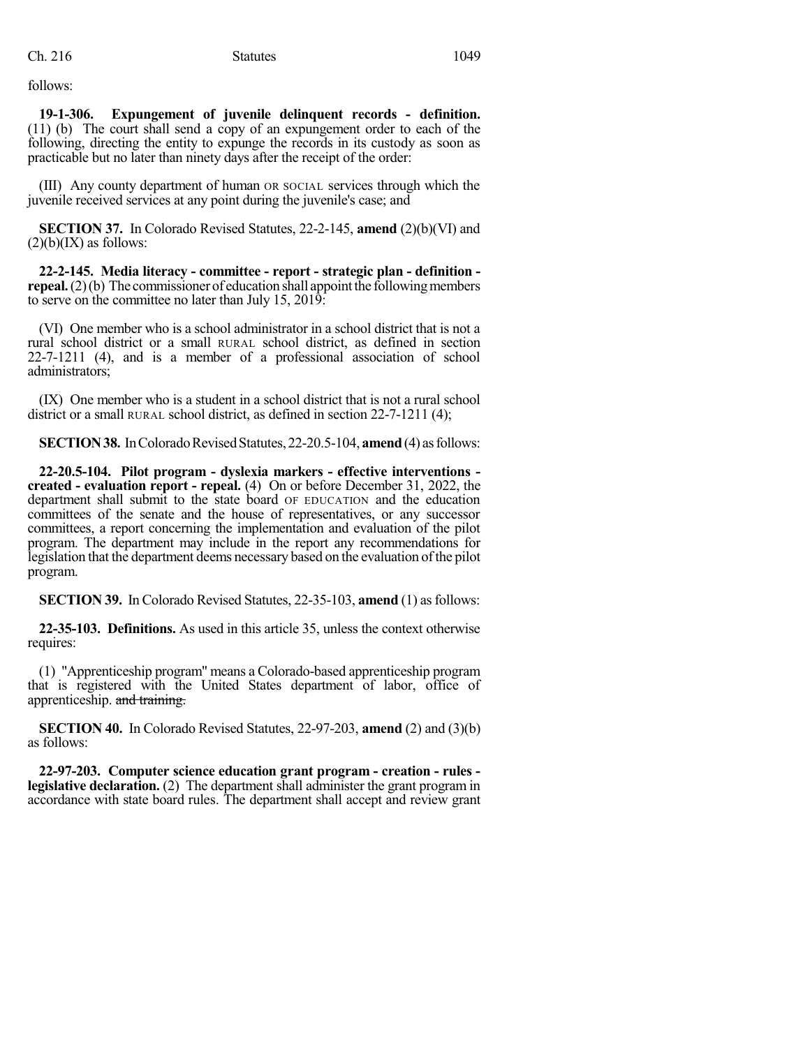follows:

**19-1-306. Expungement of juvenile delinquent records - definition.** (11) (b) The court shall send a copy of an expungement order to each of the following, directing the entity to expunge the records in its custody as soon as practicable but no later than ninety days after the receipt of the order:

(III) Any county department of human OR SOCIAL services through which the juvenile received services at any point during the juvenile's case; and

**SECTION 37.** In Colorado Revised Statutes, 22-2-145, **amend** (2)(b)(VI) and (2)(b)(IX) as follows:

**22-2-145. Media literacy - committee - report - strategic plan - definition - repeal.** (2) (b) The commissioner of education shall appoint the following members to serve on the committee no later than July 15, 2019:

(VI) One member who is a school administrator in a school district that is not a rural school district or a small RURAL school district, as defined in section 22-7-1211 (4), and is a member of a professional association of school administrators;

(IX) One member who is a student in a school district that is not a rural school district or a small RURAL school district, as defined in section 22-7-1211 (4);

**SECTION 38.** In Colorado Revised Statutes, 22-20.5-104, **amend** (4) as follows:

**22-20.5-104. Pilot program - dyslexia markers - effective interventions - created - evaluation report - repeal.** (4) On or before December 31, 2022, the department shall submit to the state board OF EDUCATION and the education committees of the senate and the house of representatives, or any successor committees, a report concerning the implementation and evaluation of the pilot program. The department may include in the report any recommendations for legislation that the department deems necessary based on the evaluation of the pilot program.

**SECTION 39.** In Colorado Revised Statutes, 22-35-103, **amend** (1) as follows:

**22-35-103. Definitions.** As used in this article 35, unless the context otherwise requires:

(1) "Apprenticeship program" means a Colorado-based apprenticeship program that is registered with the United States department of labor, office of apprenticeship. ~~and training.~~

**SECTION 40.** In Colorado Revised Statutes, 22-97-203, **amend** (2) and (3)(b) as follows:

**22-97-203. Computer science education grant program - creation - rules - legislative declaration.** (2) The department shall administer the grant program in accordance with state board rules. The department shall accept and review grant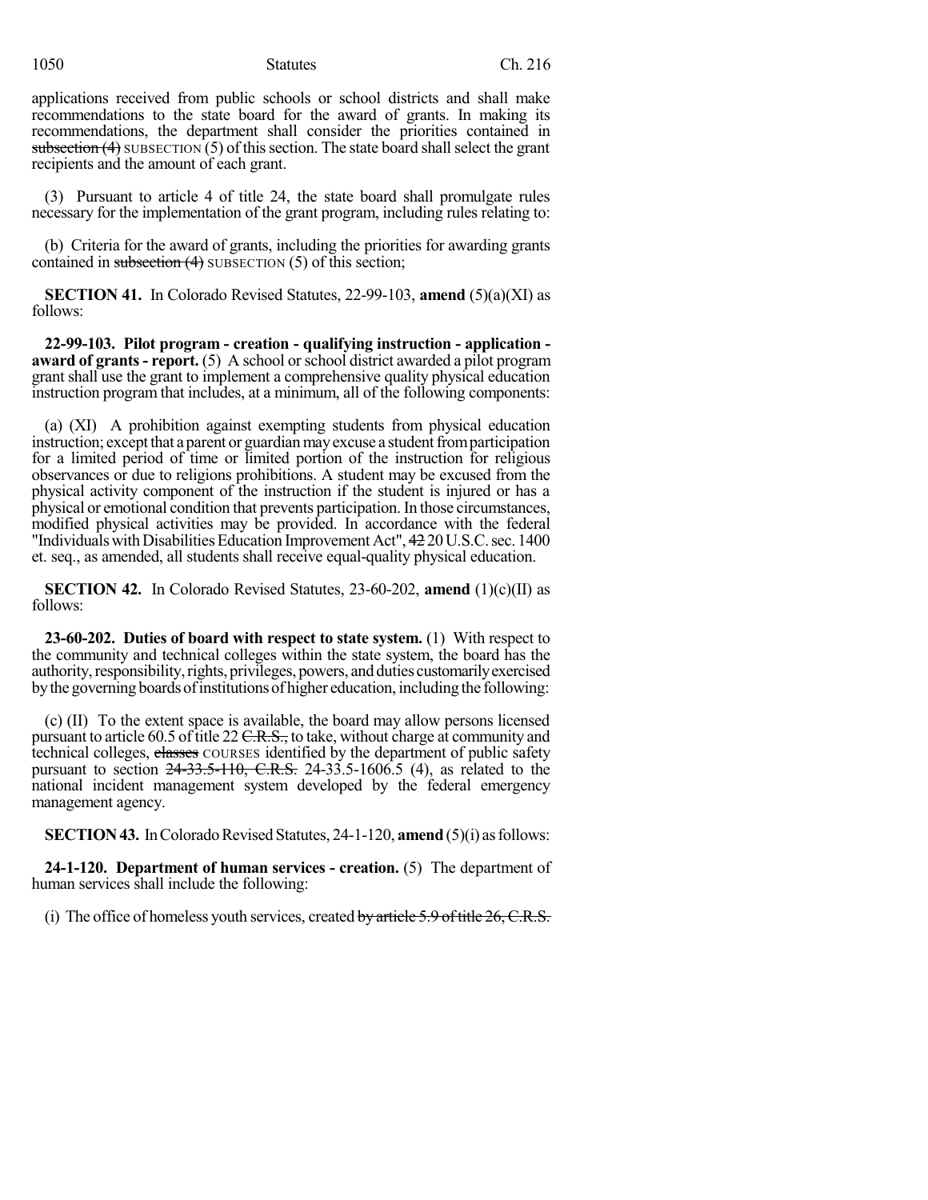applications received from public schools or school districts and shall make recommendations to the state board for the award of grants. In making its recommendations, the department shall consider the priorities contained in ~~subsection (4)~~ SUBSECTION (5) of this section. The state board shall select the grant recipients and the amount of each grant.

(3) Pursuant to article 4 of title 24, the state board shall promulgate rules necessary for the implementation of the grant program, including rules relating to:

(b) Criteria for the award of grants, including the priorities for awarding grants contained in ~~subsection (4)~~ SUBSECTION (5) of this section;

**SECTION 41.** In Colorado Revised Statutes, 22-99-103, **amend** (5)(a)(XI) as follows:

**22-99-103. Pilot program - creation - qualifying instruction - application - award of grants - report.** (5) A school or school district awarded a pilot program grant shall use the grant to implement a comprehensive quality physical education instruction program that includes, at a minimum, all of the following components:

(a) (XI) A prohibition against exempting students from physical education instruction; except that a parent or guardian may excuse a student from participation for a limited period of time or limited portion of the instruction for religious observances or due to religions prohibitions. A student may be excused from the physical activity component of the instruction if the student is injured or has a physical or emotional condition that prevents participation. In those circumstances, modified physical activities may be provided. In accordance with the federal "Individuals with Disabilities Education Improvement Act", ~~42~~ 20 U.S.C. sec. 1400 et. seq., as amended, all students shall receive equal-quality physical education.

**SECTION 42.** In Colorado Revised Statutes, 23-60-202, **amend** (1)(c)(II) as follows:

**23-60-202. Duties of board with respect to state system.** (1) With respect to the community and technical colleges within the state system, the board has the authority, responsibility, rights, privileges, powers, and duties customarily exercised by the governing boards of institutions of higher education, including the following:

(c) (II) To the extent space is available, the board may allow persons licensed pursuant to article 60.5 of title 22 ~~C.R.S.,~~ to take, without charge at community and technical colleges, ~~classes~~ COURSES identified by the department of public safety pursuant to section ~~24-33.5-110, C.R.S.~~ 24-33.5-1606.5 (4), as related to the national incident management system developed by the federal emergency management agency.

**SECTION 43.** In Colorado Revised Statutes, 24-1-120, **amend** (5)(i) as follows:

**24-1-120. Department of human services - creation.** (5) The department of human services shall include the following:

(i) The office of homeless youth services, created ~~by article 5.9 of title 26, C.R.S.~~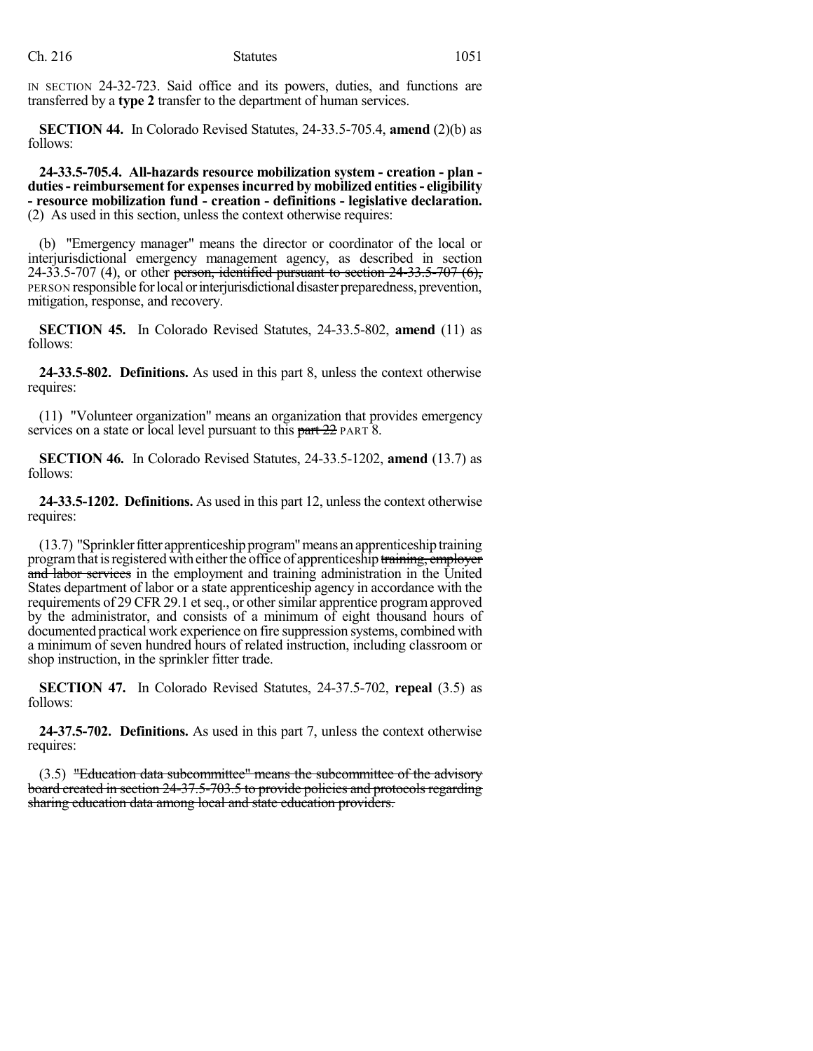IN SECTION 24-32-723. Said office and its powers, duties, and functions are transferred by a **type 2** transfer to the department of human services.

**SECTION 44.** In Colorado Revised Statutes, 24-33.5-705.4, **amend** (2)(b) as follows:

**24-33.5-705.4. All-hazards resource mobilization system - creation - plan - duties - reimbursement for expenses incurred by mobilized entities - eligibility - resource mobilization fund - creation - definitions - legislative declaration.** (2) As used in this section, unless the context otherwise requires:

(b) "Emergency manager" means the director or coordinator of the local or interjurisdictional emergency management agency, as described in section 24-33.5-707 (4), or other ~~person, identified pursuant to section 24-33.5-707 (6),~~ PERSON responsible for local or interjurisdictional disaster preparedness, prevention, mitigation, response, and recovery.

**SECTION 45.** In Colorado Revised Statutes, 24-33.5-802, **amend** (11) as follows:

**24-33.5-802. Definitions.** As used in this part 8, unless the context otherwise requires:

(11) "Volunteer organization" means an organization that provides emergency services on a state or local level pursuant to this ~~part 22~~ PART 8.

**SECTION 46.** In Colorado Revised Statutes, 24-33.5-1202, **amend** (13.7) as follows:

**24-33.5-1202. Definitions.** As used in this part 12, unless the context otherwise requires:

(13.7) "Sprinkler fitter apprenticeship program" means an apprenticeship training program that is registered with either the office of apprenticeship ~~training, employer and labor services~~ in the employment and training administration in the United States department of labor or a state apprenticeship agency in accordance with the requirements of 29 CFR 29.1 et seq., or other similar apprentice program approved by the administrator, and consists of a minimum of eight thousand hours of documented practical work experience on fire suppression systems, combined with a minimum of seven hundred hours of related instruction, including classroom or shop instruction, in the sprinkler fitter trade.

**SECTION 47.** In Colorado Revised Statutes, 24-37.5-702, **repeal** (3.5) as follows:

**24-37.5-702. Definitions.** As used in this part 7, unless the context otherwise requires:

(3.5) ~~"Education data subcommittee" means the subcommittee of the advisory board created in section 24-37.5-703.5 to provide policies and protocols regarding sharing education data among local and state education providers.~~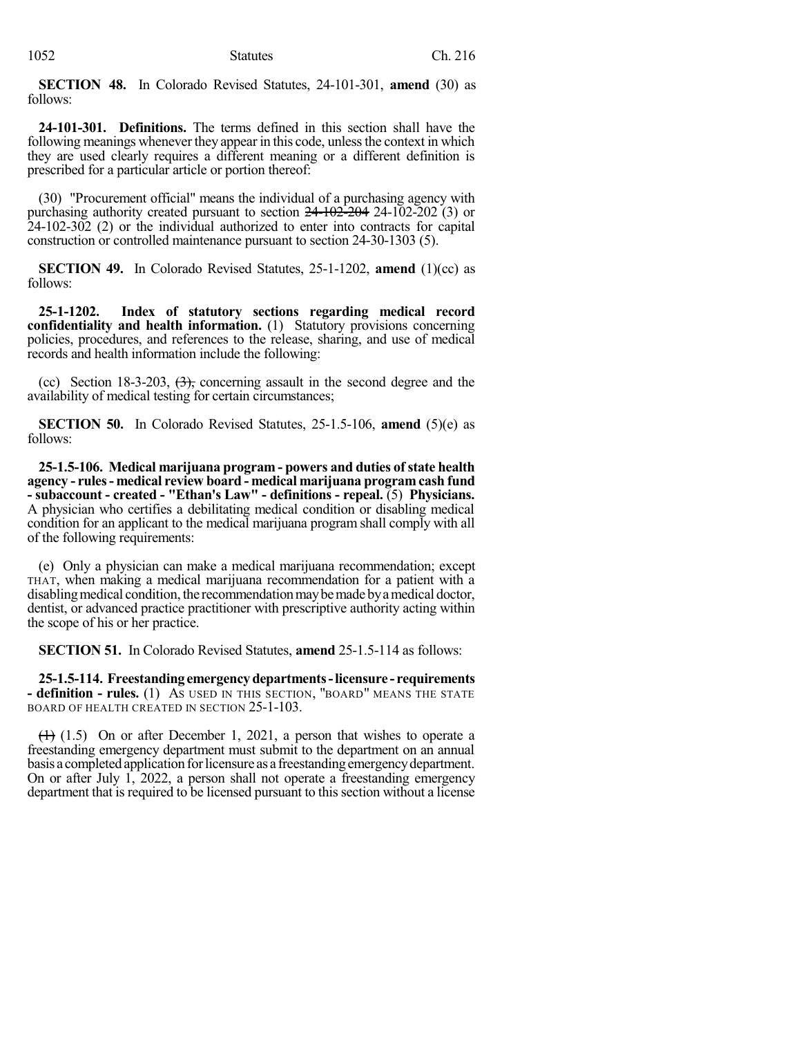**SECTION 48.** In Colorado Revised Statutes, 24-101-301, **amend** (30) as follows:

**24-101-301. Definitions.** The terms defined in this section shall have the following meanings whenever they appear in this code, unless the context in which they are used clearly requires a different meaning or a different definition is prescribed for a particular article or portion thereof:

(30) "Procurement official" means the individual of a purchasing agency with purchasing authority created pursuant to section ~~24-102-204~~ 24-102-202 (3) or 24-102-302 (2) or the individual authorized to enter into contracts for capital construction or controlled maintenance pursuant to section 24-30-1303 (5).

**SECTION 49.** In Colorado Revised Statutes, 25-1-1202, **amend** (1)(cc) as follows:

**25-1-1202. Index of statutory sections regarding medical record confidentiality and health information.** (1) Statutory provisions concerning policies, procedures, and references to the release, sharing, and use of medical records and health information include the following:

(cc) Section 18-3-203, ~~(3),~~ concerning assault in the second degree and the availability of medical testing for certain circumstances;

**SECTION 50.** In Colorado Revised Statutes, 25-1.5-106, **amend** (5)(e) as follows:

**25-1.5-106. Medical marijuana program - powers and duties of state health agency - rules - medical review board - medical marijuana program cash fund - subaccount - created - "Ethan's Law" - definitions - repeal.** (5) **Physicians.** A physician who certifies a debilitating medical condition or disabling medical condition for an applicant to the medical marijuana program shall comply with all of the following requirements:

(e) Only a physician can make a medical marijuana recommendation; except THAT, when making a medical marijuana recommendation for a patient with a disabling medical condition, the recommendation may be made by a medical doctor, dentist, or advanced practice practitioner with prescriptive authority acting within the scope of his or her practice.

**SECTION 51.** In Colorado Revised Statutes, **amend** 25-1.5-114 as follows:

**25-1.5-114. Freestanding emergency departments - licensure - requirements - definition - rules.** (1) AS USED IN THIS SECTION, "BOARD" MEANS THE STATE BOARD OF HEALTH CREATED IN SECTION 25-1-103.

~~(1)~~ (1.5) On or after December 1, 2021, a person that wishes to operate a freestanding emergency department must submit to the department on an annual basis a completed application for licensure as a freestanding emergency department. On or after July 1, 2022, a person shall not operate a freestanding emergency department that is required to be licensed pursuant to this section without a license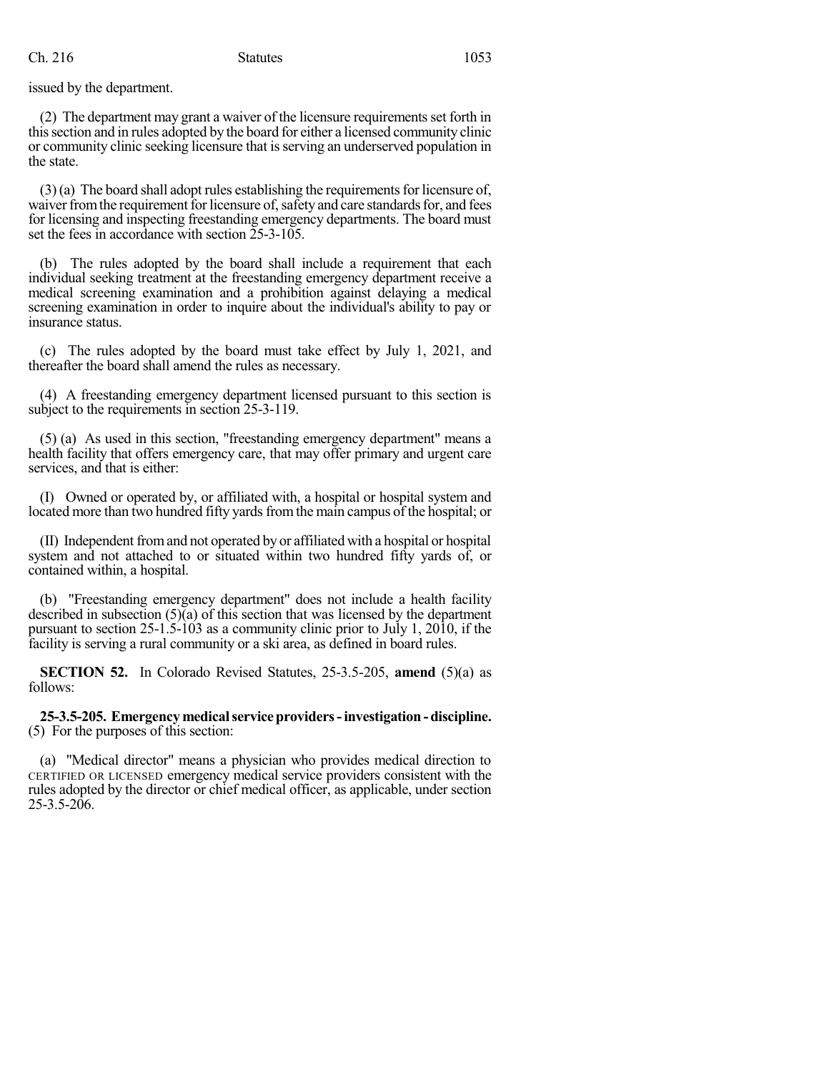issued by the department.

(2) The department may grant a waiver of the licensure requirements set forth in this section and in rules adopted by the board for either a licensed community clinic or community clinic seeking licensure that is serving an underserved population in the state.

(3) (a) The board shall adopt rules establishing the requirements for licensure of, waiver from the requirement for licensure of, safety and care standards for, and fees for licensing and inspecting freestanding emergency departments. The board must set the fees in accordance with section 25-3-105.

(b) The rules adopted by the board shall include a requirement that each individual seeking treatment at the freestanding emergency department receive a medical screening examination and a prohibition against delaying a medical screening examination in order to inquire about the individual's ability to pay or insurance status.

(c) The rules adopted by the board must take effect by July 1, 2021, and thereafter the board shall amend the rules as necessary.

(4) A freestanding emergency department licensed pursuant to this section is subject to the requirements in section 25-3-119.

(5) (a) As used in this section, "freestanding emergency department" means a health facility that offers emergency care, that may offer primary and urgent care services, and that is either:

(I) Owned or operated by, or affiliated with, a hospital or hospital system and located more than two hundred fifty yards from the main campus of the hospital; or

(II) Independent from and not operated by or affiliated with a hospital or hospital system and not attached to or situated within two hundred fifty yards of, or contained within, a hospital.

(b) "Freestanding emergency department" does not include a health facility described in subsection (5)(a) of this section that was licensed by the department pursuant to section 25-1.5-103 as a community clinic prior to July 1, 2010, if the facility is serving a rural community or a ski area, as defined in board rules.

**SECTION 52.** In Colorado Revised Statutes, 25-3.5-205, **amend** (5)(a) as follows:

**25-3.5-205. Emergency medical service providers - investigation - discipline.** (5) For the purposes of this section:

(a) "Medical director" means a physician who provides medical direction to CERTIFIED OR LICENSED emergency medical service providers consistent with the rules adopted by the director or chief medical officer, as applicable, under section 25-3.5-206.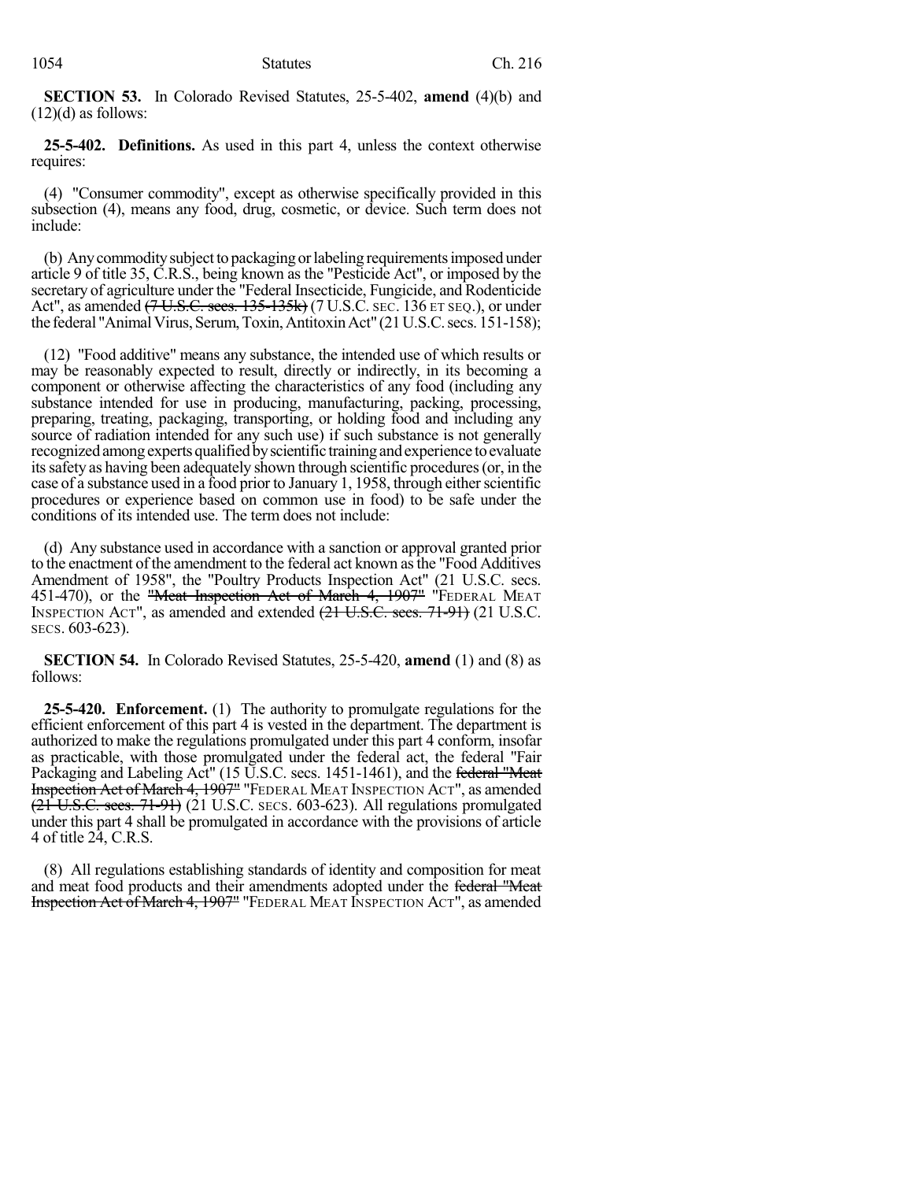**SECTION 53.** In Colorado Revised Statutes, 25-5-402, **amend** (4)(b) and (12)(d) as follows:

**25-5-402. Definitions.** As used in this part 4, unless the context otherwise requires:

(4) "Consumer commodity", except as otherwise specifically provided in this subsection (4), means any food, drug, cosmetic, or device. Such term does not include:

(b) Any commodity subject to packaging or labeling requirements imposed under article 9 of title 35, C.R.S., being known as the "Pesticide Act", or imposed by the secretary of agriculture under the "Federal Insecticide, Fungicide, and Rodenticide Act", as amended ~~(7 U.S.C. secs. 135-135k)~~ (7 U.S.C. SEC. 136 ET SEQ.), or under the federal "Animal Virus, Serum, Toxin, Antitoxin Act" (21 U.S.C. secs. 151-158);

(12) "Food additive" means any substance, the intended use of which results or may be reasonably expected to result, directly or indirectly, in its becoming a component or otherwise affecting the characteristics of any food (including any substance intended for use in producing, manufacturing, packing, processing, preparing, treating, packaging, transporting, or holding food and including any source of radiation intended for any such use) if such substance is not generally recognized among experts qualified by scientific training and experience to evaluate its safety as having been adequately shown through scientific procedures (or, in the case of a substance used in a food prior to January 1, 1958, through either scientific procedures or experience based on common use in food) to be safe under the conditions of its intended use. The term does not include:

(d) Any substance used in accordance with a sanction or approval granted prior to the enactment of the amendment to the federal act known as the "Food Additives Amendment of 1958", the "Poultry Products Inspection Act" (21 U.S.C. secs. 451-470), or the ~~"Meat Inspection Act of March 4, 1907"~~ "FEDERAL MEAT INSPECTION ACT", as amended and extended ~~(21 U.S.C. secs. 71-91)~~ (21 U.S.C. SECS. 603-623).

**SECTION 54.** In Colorado Revised Statutes, 25-5-420, **amend** (1) and (8) as follows:

**25-5-420. Enforcement.** (1) The authority to promulgate regulations for the efficient enforcement of this part 4 is vested in the department. The department is authorized to make the regulations promulgated under this part 4 conform, insofar as practicable, with those promulgated under the federal act, the federal "Fair Packaging and Labeling Act" (15 U.S.C. secs. 1451-1461), and the ~~federal "Meat Inspection Act of March 4, 1907"~~ "FEDERAL MEAT INSPECTION ACT", as amended ~~(21 U.S.C. secs. 71-91)~~ (21 U.S.C. SECS. 603-623). All regulations promulgated under this part 4 shall be promulgated in accordance with the provisions of article 4 of title 24, C.R.S.

(8) All regulations establishing standards of identity and composition for meat and meat food products and their amendments adopted under the ~~federal "Meat Inspection Act of March 4, 1907"~~ "FEDERAL MEAT INSPECTION ACT", as amended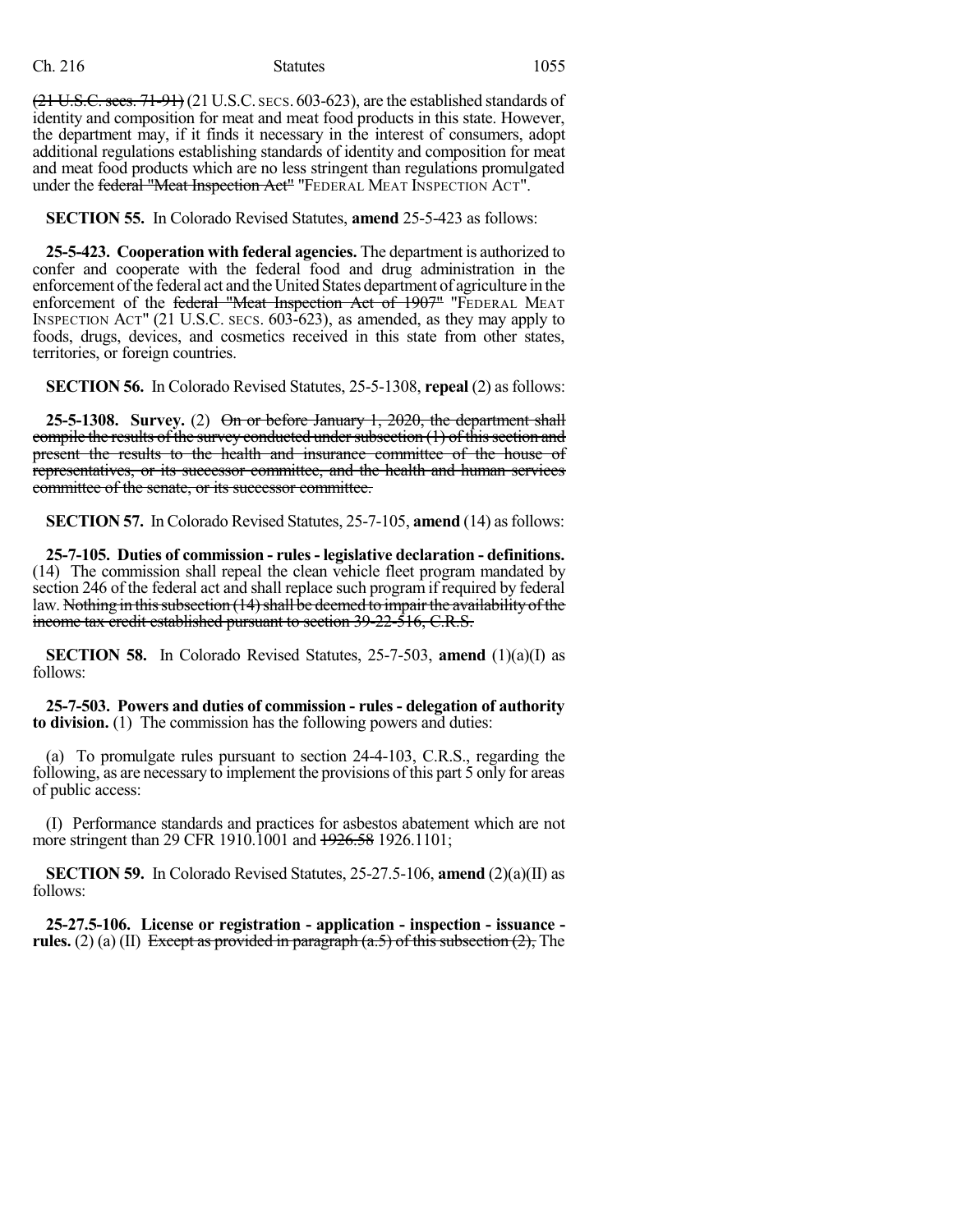(21 U.S.C. secs. 71-91) (21 U.S.C. SECS. 603-623), are the established standards of identity and composition for meat and meat food products in this state. However, the department may, if it finds it necessary in the interest of consumers, adopt additional regulations establishing standards of identity and composition for meat and meat food products which are no less stringent than regulations promulgated under the federal "Meat Inspection Act" "FEDERAL MEAT INSPECTION ACT".

**SECTION 55.** In Colorado Revised Statutes, **amend** 25-5-423 as follows:

**25-5-423. Cooperation with federal agencies.** The department is authorized to confer and cooperate with the federal food and drug administration in the enforcement of the federal act and the United States department of agriculture in the enforcement of the federal "Meat Inspection Act of 1907" "FEDERAL MEAT INSPECTION ACT" (21 U.S.C. SECS. 603-623), as amended, as they may apply to foods, drugs, devices, and cosmetics received in this state from other states, territories, or foreign countries.

**SECTION 56.** In Colorado Revised Statutes, 25-5-1308, **repeal** (2) as follows:

**25-5-1308. Survey.** (2) On or before January 1, 2020, the department shall compile the results of the survey conducted under subsection (1) of this section and present the results to the health and insurance committee of the house of representatives, or its successor committee, and the health and human services committee of the senate, or its successor committee.

**SECTION 57.** In Colorado Revised Statutes, 25-7-105, **amend** (14) as follows:

**25-7-105. Duties of commission - rules - legislative declaration - definitions.** (14) The commission shall repeal the clean vehicle fleet program mandated by section 246 of the federal act and shall replace such program if required by federal law. Nothing in this subsection (14) shall be deemed to impair the availability of the income tax credit established pursuant to section 39-22-516, C.R.S.

**SECTION 58.** In Colorado Revised Statutes, 25-7-503, **amend** (1)(a)(I) as follows:

**25-7-503. Powers and duties of commission - rules - delegation of authority to division.** (1) The commission has the following powers and duties:

(a) To promulgate rules pursuant to section 24-4-103, C.R.S., regarding the following, as are necessary to implement the provisions of this part 5 only for areas of public access:

(I) Performance standards and practices for asbestos abatement which are not more stringent than 29 CFR 1910.1001 and 1926.58 1926.1101;

**SECTION 59.** In Colorado Revised Statutes, 25-27.5-106, **amend** (2)(a)(II) as follows:

**25-27.5-106. License or registration - application - inspection - issuance - rules.** (2) (a) (II) Except as provided in paragraph (a.5) of this subsection (2), The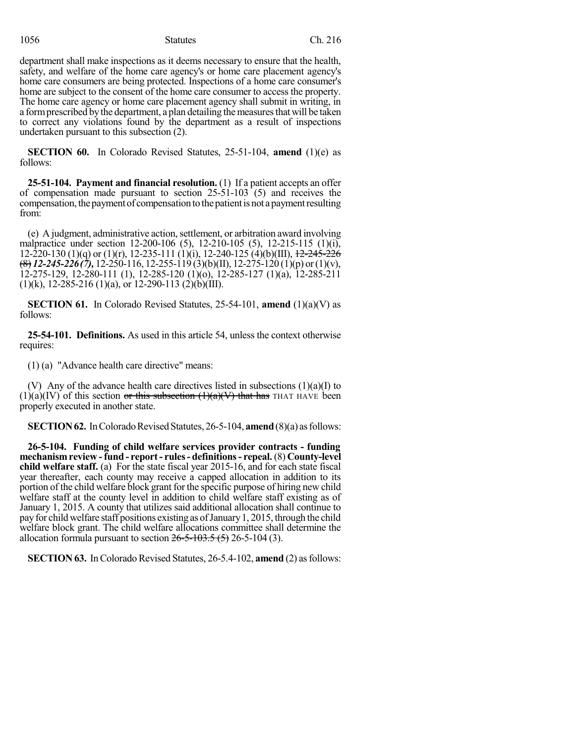department shall make inspections as it deems necessary to ensure that the health, safety, and welfare of the home care agency's or home care placement agency's home care consumers are being protected. Inspections of a home care consumer's home are subject to the consent of the home care consumer to access the property. The home care agency or home care placement agency shall submit in writing, in a form prescribed by the department, a plan detailing the measures that will be taken to correct any violations found by the department as a result of inspections undertaken pursuant to this subsection (2).

**SECTION 60.** In Colorado Revised Statutes, 25-51-104, **amend** (1)(e) as follows:

**25-51-104. Payment and financial resolution.** (1) If a patient accepts an offer of compensation made pursuant to section 25-51-103 (5) and receives the compensation, the payment of compensation to the patient is not a payment resulting from:

(e) A judgment, administrative action, settlement, or arbitration award involving malpractice under section 12-200-106 (5), 12-210-105 (5), 12-215-115 (1)(i), 12-220-130 (1)(q) or (1)(r), 12-235-111 (1)(i), 12-240-125 (4)(b)(III), ~~12-245-226 (8)~~ ***12-245-226 (7),*** 12-250-116, 12-255-119 (3)(b)(II), 12-275-120 (1)(p) or (1)(v), 12-275-129, 12-280-111 (1), 12-285-120 (1)(o), 12-285-127 (1)(a), 12-285-211 (1)(k), 12-285-216 (1)(a), or 12-290-113 (2)(b)(III).

**SECTION 61.** In Colorado Revised Statutes, 25-54-101, **amend** (1)(a)(V) as follows:

**25-54-101. Definitions.** As used in this article 54, unless the context otherwise requires:

(1) (a) "Advance health care directive" means:

(V) Any of the advance health care directives listed in subsections (1)(a)(I) to (1)(a)(IV) of this section ~~or this subsection (1)(a)(V) that has~~ THAT HAVE been properly executed in another state.

**SECTION 62.** In Colorado Revised Statutes, 26-5-104, **amend** (8)(a) as follows:

**26-5-104. Funding of child welfare services provider contracts - funding mechanism review - fund - report - rules - definitions - repeal.** (8) **County-level child welfare staff.** (a) For the state fiscal year 2015-16, and for each state fiscal year thereafter, each county may receive a capped allocation in addition to its portion of the child welfare block grant for the specific purpose of hiring new child welfare staff at the county level in addition to child welfare staff existing as of January 1, 2015. A county that utilizes said additional allocation shall continue to pay for child welfare staff positions existing as of January 1, 2015, through the child welfare block grant. The child welfare allocations committee shall determine the allocation formula pursuant to section ~~26-5-103.5 (5)~~ 26-5-104 (3).

**SECTION 63.** In Colorado Revised Statutes, 26-5.4-102, **amend** (2) as follows: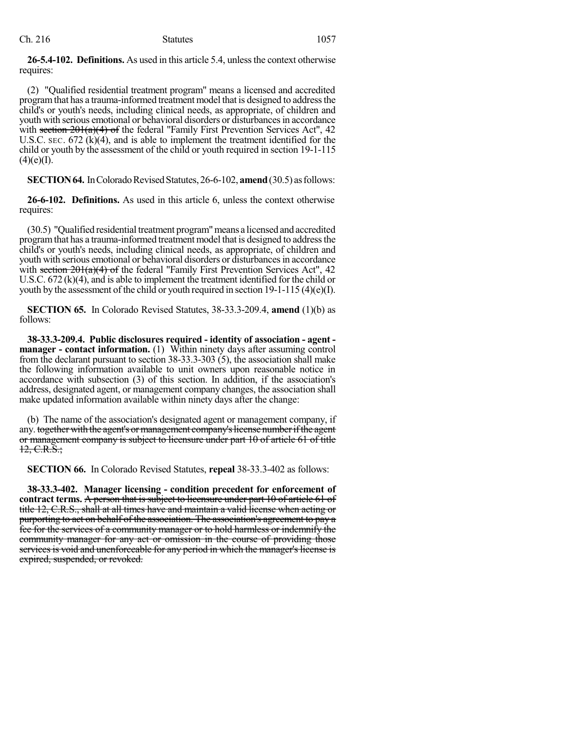**26-5.4-102. Definitions.** As used in this article 5.4, unless the context otherwise requires:

(2) "Qualified residential treatment program" means a licensed and accredited program that has a trauma-informed treatment model that is designed to address the child's or youth's needs, including clinical needs, as appropriate, of children and youth with serious emotional or behavioral disorders or disturbances in accordance with ~~section 201(a)(4) of~~ the federal "Family First Prevention Services Act", 42 U.S.C. SEC. 672 (k)(4), and is able to implement the treatment identified for the child or youth by the assessment of the child or youth required in section 19-1-115 (4)(e)(I).

**SECTION 64.** In Colorado Revised Statutes, 26-6-102, **amend** (30.5) as follows:

**26-6-102. Definitions.** As used in this article 6, unless the context otherwise requires:

(30.5) "Qualified residential treatment program" means a licensed and accredited program that has a trauma-informed treatment model that is designed to address the child's or youth's needs, including clinical needs, as appropriate, of children and youth with serious emotional or behavioral disorders or disturbances in accordance with ~~section 201(a)(4) of~~ the federal "Family First Prevention Services Act", 42 U.S.C. 672 (k)(4), and is able to implement the treatment identified for the child or youth by the assessment of the child or youth required in section 19-1-115 (4)(e)(I).

**SECTION 65.** In Colorado Revised Statutes, 38-33.3-209.4, **amend** (1)(b) as follows:

**38-33.3-209.4. Public disclosures required - identity of association - agent - manager - contact information.** (1) Within ninety days after assuming control from the declarant pursuant to section 38-33.3-303 (5), the association shall make the following information available to unit owners upon reasonable notice in accordance with subsection (3) of this section. In addition, if the association's address, designated agent, or management company changes, the association shall make updated information available within ninety days after the change:

(b) The name of the association's designated agent or management company, if any. ~~together with the agent's or management company's license number if the agent or management company is subject to licensure under part 10 of article 61 of title 12, C.R.S.;~~

**SECTION 66.** In Colorado Revised Statutes, **repeal** 38-33.3-402 as follows:

**38-33.3-402. Manager licensing - condition precedent for enforcement of contract terms.** ~~A person that is subject to licensure under part 10 of article 61 of title 12, C.R.S., shall at all times have and maintain a valid license when acting or purporting to act on behalf of the association. The association's agreement to pay a fee for the services of a community manager or to hold harmless or indemnify the community manager for any act or omission in the course of providing those services is void and unenforceable for any period in which the manager's license is expired, suspended, or revoked.~~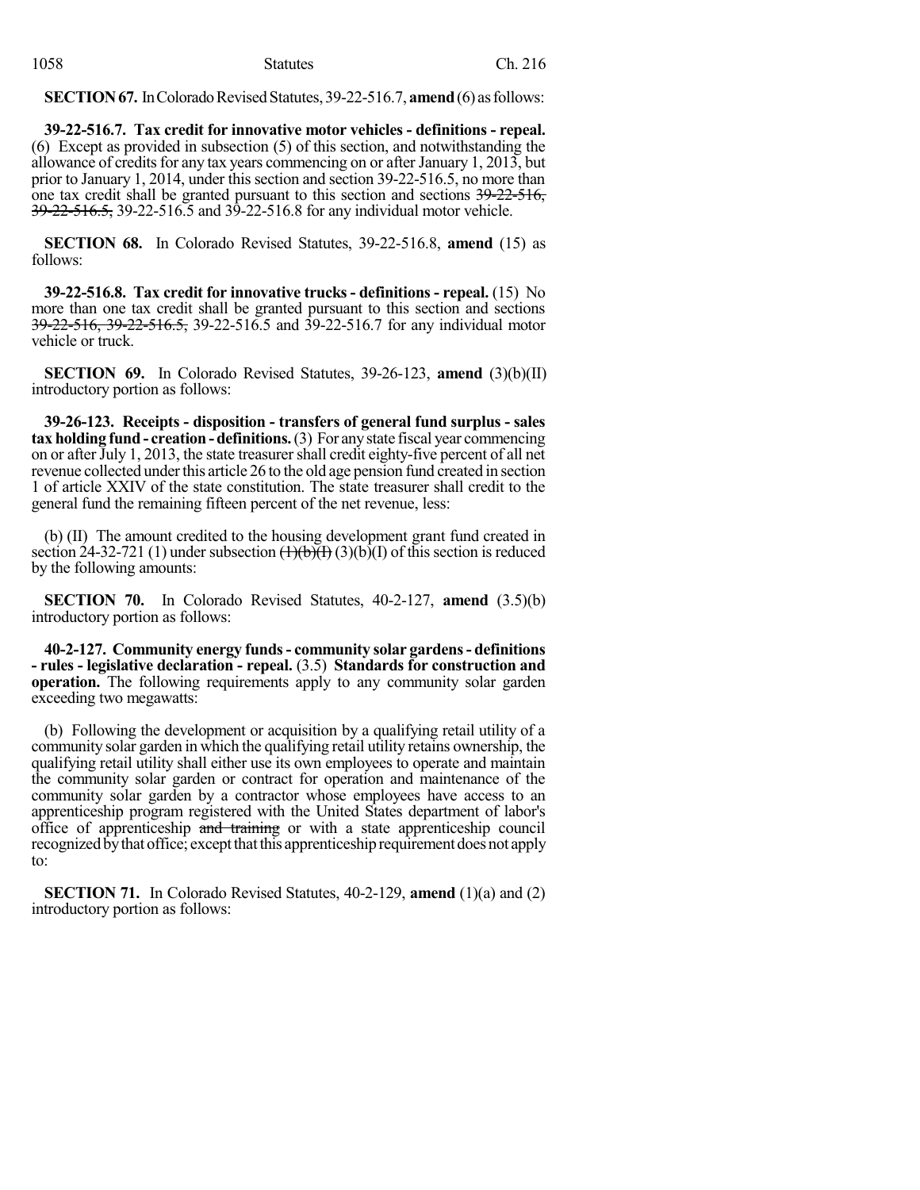**SECTION 67.** In Colorado Revised Statutes, 39-22-516.7, **amend** (6) as follows:

**39-22-516.7. Tax credit for innovative motor vehicles - definitions - repeal.** (6) Except as provided in subsection (5) of this section, and notwithstanding the allowance of credits for any tax years commencing on or after January 1, 2013, but prior to January 1, 2014, under this section and section 39-22-516.5, no more than one tax credit shall be granted pursuant to this section and sections ~~39-22-516, 39-22-516.5,~~ 39-22-516.5 and 39-22-516.8 for any individual motor vehicle.

**SECTION 68.** In Colorado Revised Statutes, 39-22-516.8, **amend** (15) as follows:

**39-22-516.8. Tax credit for innovative trucks - definitions - repeal.** (15) No more than one tax credit shall be granted pursuant to this section and sections ~~39-22-516, 39-22-516.5,~~ 39-22-516.5 and 39-22-516.7 for any individual motor vehicle or truck.

**SECTION 69.** In Colorado Revised Statutes, 39-26-123, **amend** (3)(b)(II) introductory portion as follows:

**39-26-123. Receipts - disposition - transfers of general fund surplus - sales tax holding fund - creation - definitions.** (3) For any state fiscal year commencing on or after July 1, 2013, the state treasurer shall credit eighty-five percent of all net revenue collected under this article 26 to the old age pension fund created in section 1 of article XXIV of the state constitution. The state treasurer shall credit to the general fund the remaining fifteen percent of the net revenue, less:

(b) (II) The amount credited to the housing development grant fund created in section 24-32-721 (1) under subsection ~~(1)(b)(I)~~ (3)(b)(I) of this section is reduced by the following amounts:

**SECTION 70.** In Colorado Revised Statutes, 40-2-127, **amend** (3.5)(b) introductory portion as follows:

**40-2-127. Community energy funds - community solar gardens - definitions - rules - legislative declaration - repeal.** (3.5) **Standards for construction and operation.** The following requirements apply to any community solar garden exceeding two megawatts:

(b) Following the development or acquisition by a qualifying retail utility of a community solar garden in which the qualifying retail utility retains ownership, the qualifying retail utility shall either use its own employees to operate and maintain the community solar garden or contract for operation and maintenance of the community solar garden by a contractor whose employees have access to an apprenticeship program registered with the United States department of labor's office of apprenticeship ~~and training~~ or with a state apprenticeship council recognized by that office; except that this apprenticeship requirement does not apply to:

**SECTION 71.** In Colorado Revised Statutes, 40-2-129, **amend** (1)(a) and (2) introductory portion as follows: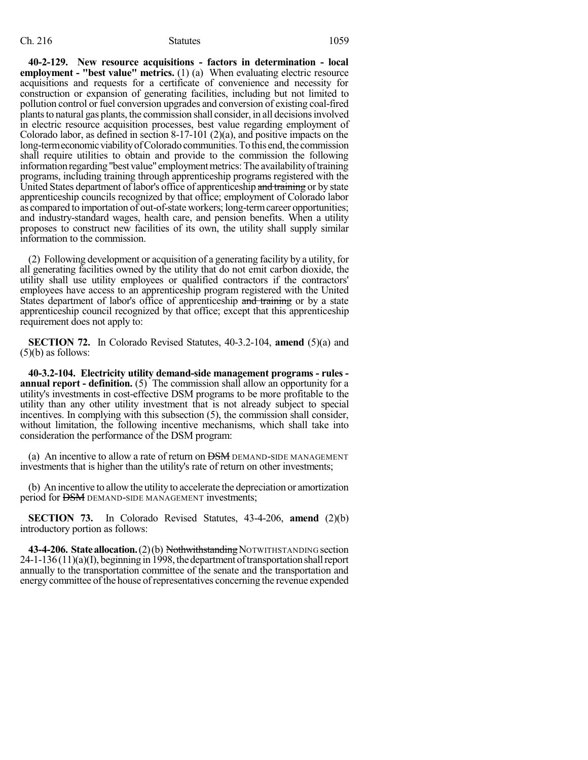**40-2-129. New resource acquisitions - factors in determination - local employment - "best value" metrics.** (1) (a) When evaluating electric resource acquisitions and requests for a certificate of convenience and necessity for construction or expansion of generating facilities, including but not limited to pollution control or fuel conversion upgrades and conversion of existing coal-fired plants to natural gas plants, the commission shall consider, in all decisions involved in electric resource acquisition processes, best value regarding employment of Colorado labor, as defined in section 8-17-101 (2)(a), and positive impacts on the long-term economic viability of Colorado communities. To this end, the commission shall require utilities to obtain and provide to the commission the following information regarding "best value" employment metrics: The availability of training programs, including training through apprenticeship programs registered with the United States department of labor's office of apprenticeship ~~and training~~ or by state apprenticeship councils recognized by that office; employment of Colorado labor as compared to importation of out-of-state workers; long-term career opportunities; and industry-standard wages, health care, and pension benefits. When a utility proposes to construct new facilities of its own, the utility shall supply similar information to the commission.

(2) Following development or acquisition of a generating facility by a utility, for all generating facilities owned by the utility that do not emit carbon dioxide, the utility shall use utility employees or qualified contractors if the contractors' employees have access to an apprenticeship program registered with the United States department of labor's office of apprenticeship ~~and training~~ or by a state apprenticeship council recognized by that office; except that this apprenticeship requirement does not apply to:

**SECTION 72.** In Colorado Revised Statutes, 40-3.2-104, **amend** (5)(a) and (5)(b) as follows:

**40-3.2-104. Electricity utility demand-side management programs - rules - annual report - definition.** (5) The commission shall allow an opportunity for a utility's investments in cost-effective DSM programs to be more profitable to the utility than any other utility investment that is not already subject to special incentives. In complying with this subsection (5), the commission shall consider, without limitation, the following incentive mechanisms, which shall take into consideration the performance of the DSM program:

(a) An incentive to allow a rate of return on ~~DSM~~ DEMAND-SIDE MANAGEMENT investments that is higher than the utility's rate of return on other investments;

(b) An incentive to allow the utility to accelerate the depreciation or amortization period for ~~DSM~~ DEMAND-SIDE MANAGEMENT investments;

**SECTION 73.** In Colorado Revised Statutes, 43-4-206, **amend** (2)(b) introductory portion as follows:

**43-4-206. State allocation.** (2)(b) ~~Nothwithstanding~~ NOTWITHSTANDING section 24-1-136 (11)(a)(I), beginning in 1998, the department of transportation shall report annually to the transportation committee of the senate and the transportation and energy committee of the house of representatives concerning the revenue expended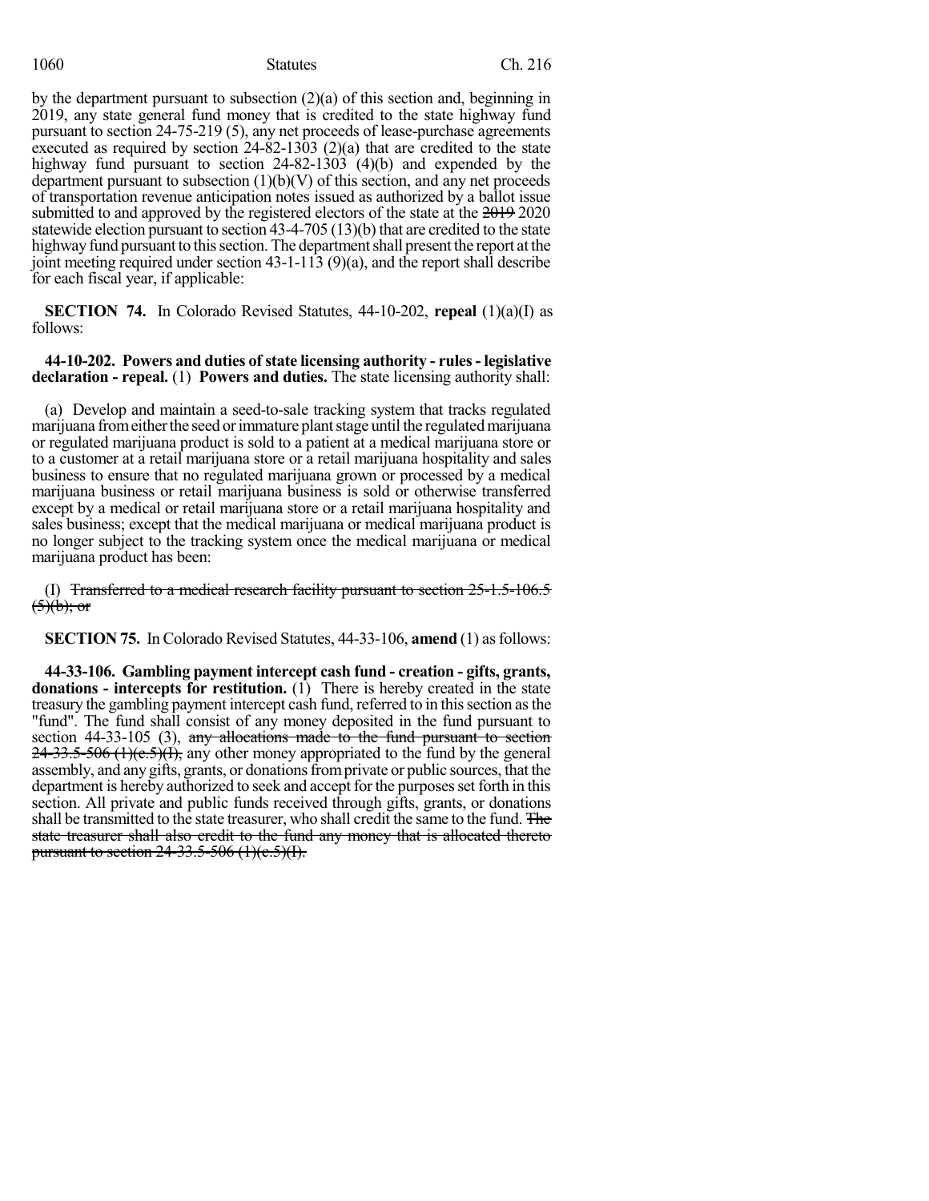by the department pursuant to subsection (2)(a) of this section and, beginning in 2019, any state general fund money that is credited to the state highway fund pursuant to section 24-75-219 (5), any net proceeds of lease-purchase agreements executed as required by section 24-82-1303 (2)(a) that are credited to the state highway fund pursuant to section 24-82-1303 (4)(b) and expended by the department pursuant to subsection (1)(b)(V) of this section, and any net proceeds of transportation revenue anticipation notes issued as authorized by a ballot issue submitted to and approved by the registered electors of the state at the ~~2019~~ 2020 statewide election pursuant to section 43-4-705 (13)(b) that are credited to the state highway fund pursuant to this section. The department shall present the report at the joint meeting required under section 43-1-113 (9)(a), and the report shall describe for each fiscal year, if applicable:

**SECTION 74.** In Colorado Revised Statutes, 44-10-202, **repeal** (1)(a)(I) as follows:

**44-10-202. Powers and duties of state licensing authority - rules - legislative declaration - repeal.** (1) **Powers and duties.** The state licensing authority shall:

(a) Develop and maintain a seed-to-sale tracking system that tracks regulated marijuana from either the seed or immature plant stage until the regulated marijuana or regulated marijuana product is sold to a patient at a medical marijuana store or to a customer at a retail marijuana store or a retail marijuana hospitality and sales business to ensure that no regulated marijuana grown or processed by a medical marijuana business or retail marijuana business is sold or otherwise transferred except by a medical or retail marijuana store or a retail marijuana hospitality and sales business; except that the medical marijuana or medical marijuana product is no longer subject to the tracking system once the medical marijuana or medical marijuana product has been:

(I) ~~Transferred to a medical research facility pursuant to section 25-1.5-106.5 (5)(b); or~~

**SECTION 75.** In Colorado Revised Statutes, 44-33-106, **amend** (1) as follows:

**44-33-106. Gambling payment intercept cash fund - creation - gifts, grants, donations - intercepts for restitution.** (1) There is hereby created in the state treasury the gambling payment intercept cash fund, referred to in this section as the "fund". The fund shall consist of any money deposited in the fund pursuant to section 44-33-105 (3), ~~any allocations made to the fund pursuant to section 24-33.5-506 (1)(e.5)(I),~~ any other money appropriated to the fund by the general assembly, and any gifts, grants, or donations from private or public sources, that the department is hereby authorized to seek and accept for the purposes set forth in this section. All private and public funds received through gifts, grants, or donations shall be transmitted to the state treasurer, who shall credit the same to the fund. ~~The state treasurer shall also credit to the fund any money that is allocated thereto pursuant to section 24-33.5-506 (1)(e.5)(I).~~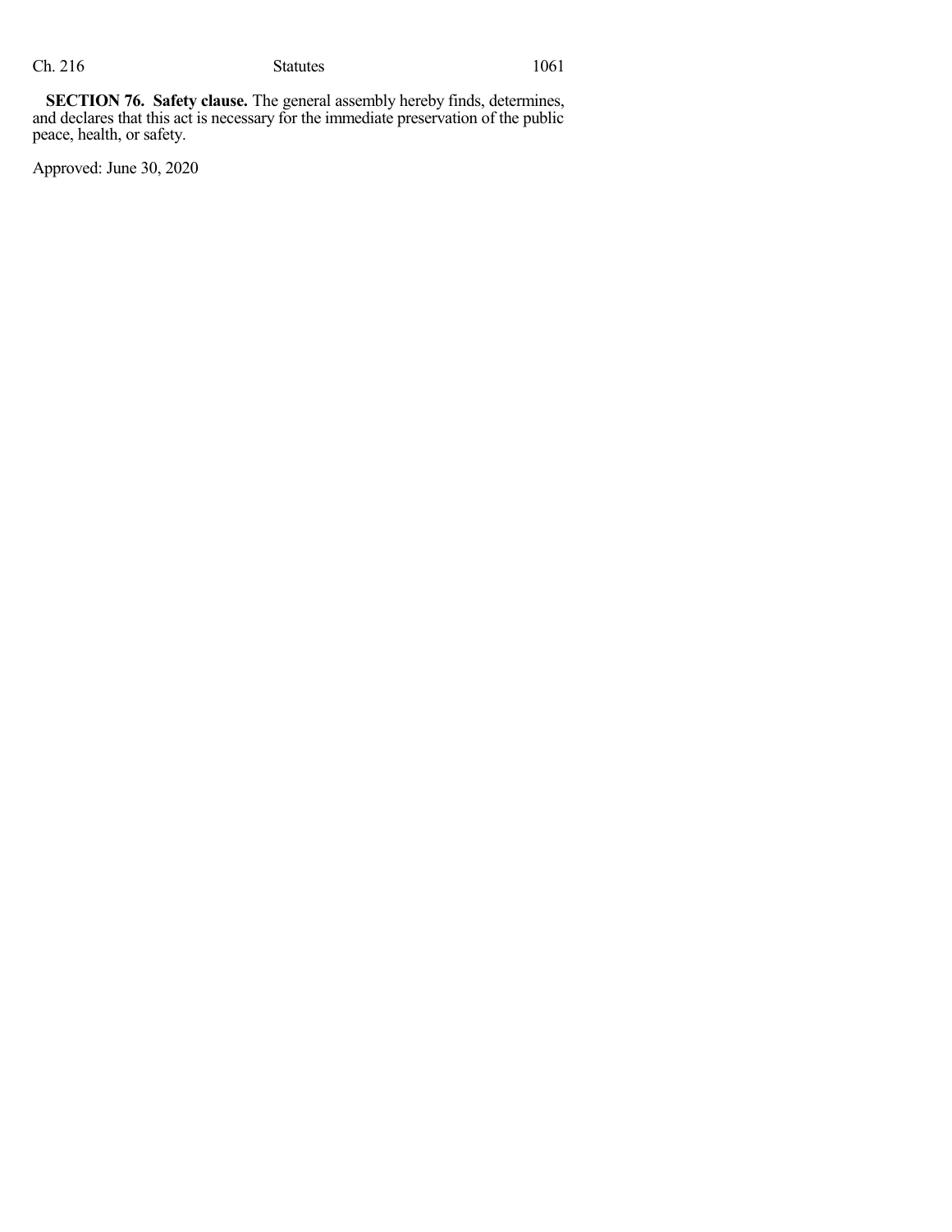**SECTION 76. Safety clause.** The general assembly hereby finds, determines, and declares that this act is necessary for the immediate preservation of the public peace, health, or safety.

Approved: June 30, 2020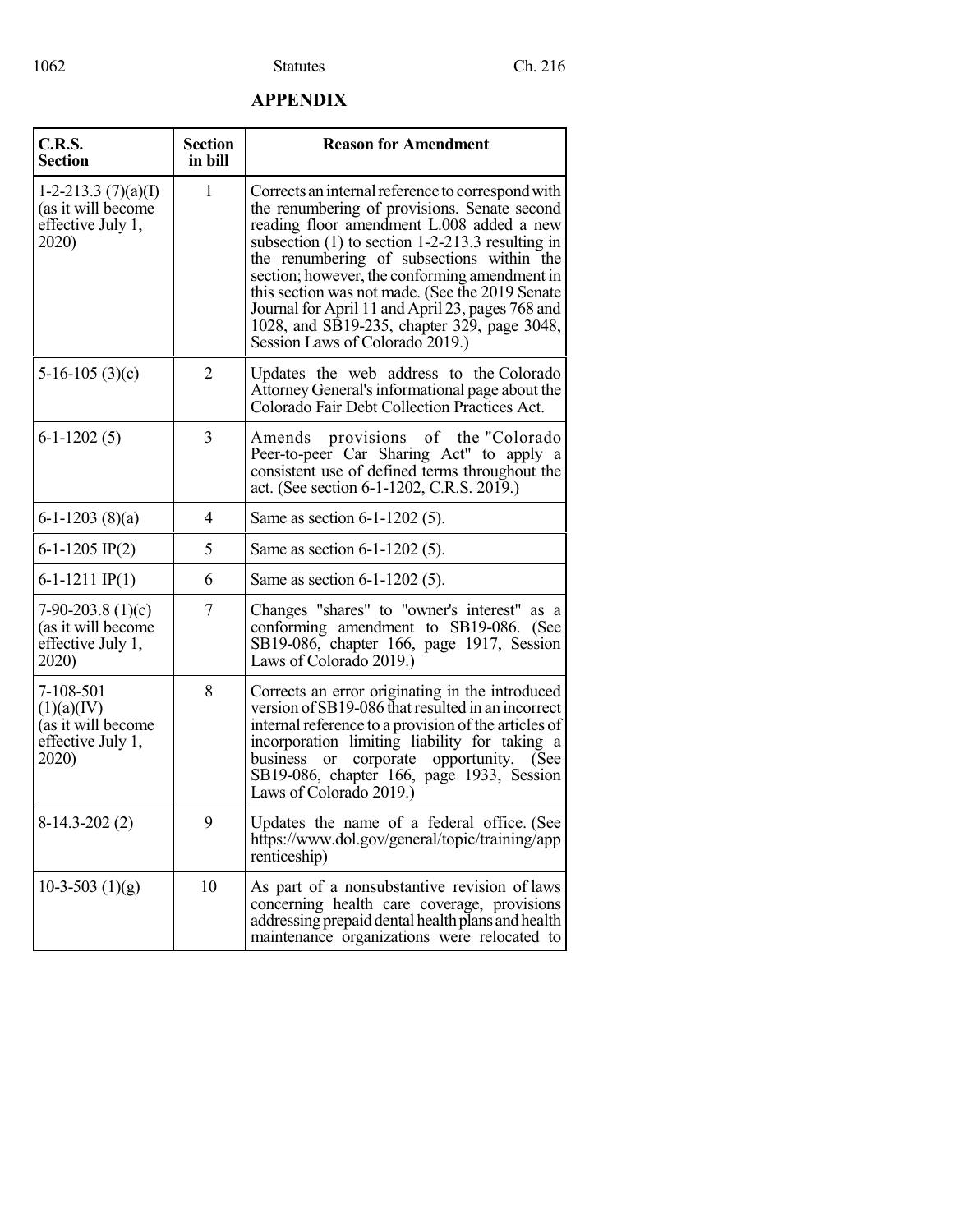## APPENDIX

| C.R.S. Section | Section in bill | Reason for Amendment |
|---|---|---|
| 1-2-213.3 (7)(a)(I) (as it will become effective July 1, 2020) | 1 | Corrects an internal reference to correspond with the renumbering of provisions. Senate second reading floor amendment L.008 added a new subsection (1) to section 1-2-213.3 resulting in the renumbering of subsections within the section; however, the conforming amendment in this section was not made. (See the 2019 Senate Journal for April 11 and April 23, pages 768 and 1028, and SB19-235, chapter 329, page 3048, Session Laws of Colorado 2019.) |
| 5-16-105 (3)(c) | 2 | Updates the web address to the Colorado Attorney General's informational page about the Colorado Fair Debt Collection Practices Act. |
| 6-1-1202 (5) | 3 | Amends provisions of the "Colorado Peer-to-peer Car Sharing Act" to apply a consistent use of defined terms throughout the act. (See section 6-1-1202, C.R.S. 2019.) |
| 6-1-1203 (8)(a) | 4 | Same as section 6-1-1202 (5). |
| 6-1-1205 IP(2) | 5 | Same as section 6-1-1202 (5). |
| 6-1-1211 IP(1) | 6 | Same as section 6-1-1202 (5). |
| 7-90-203.8 (1)(c) (as it will become effective July 1, 2020) | 7 | Changes "shares" to "owner's interest" as a conforming amendment to SB19-086. (See SB19-086, chapter 166, page 1917, Session Laws of Colorado 2019.) |
| 7-108-501 (1)(a)(IV) (as it will become effective July 1, 2020) | 8 | Corrects an error originating in the introduced version of SB19-086 that resulted in an incorrect internal reference to a provision of the articles of incorporation limiting liability for taking a business or corporate opportunity. (See SB19-086, chapter 166, page 1933, Session Laws of Colorado 2019.) |
| 8-14.3-202 (2) | 9 | Updates the name of a federal office. (See https://www.dol.gov/general/topic/training/apprenticeship) |
| 10-3-503 (1)(g) | 10 | As part of a nonsubstantive revision of laws concerning health care coverage, provisions addressing prepaid dental health plans and health maintenance organizations were relocated to |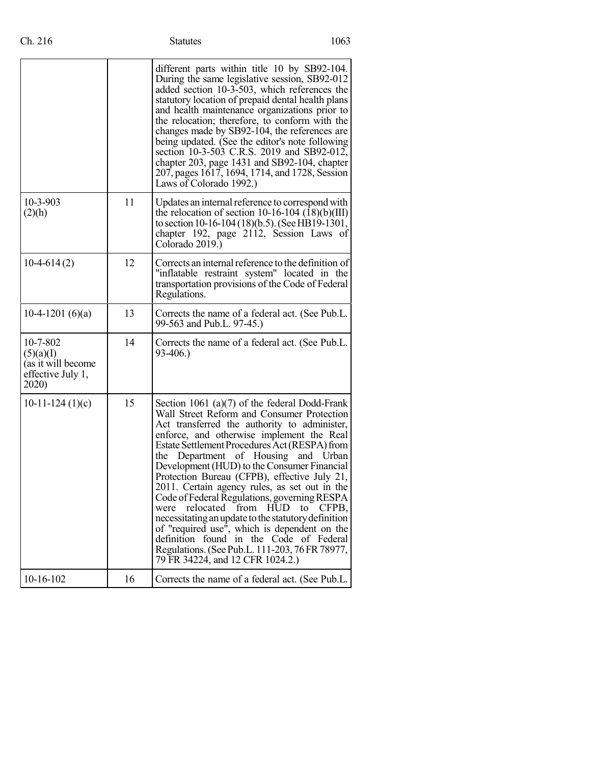| | | |
|---|---|---|
| | | different parts within title 10 by SB92-104. During the same legislative session, SB92-012 added section 10-3-503, which references the statutory location of prepaid dental health plans and health maintenance organizations prior to the relocation; therefore, to conform with the changes made by SB92-104, the references are being updated. (See the editor's note following section 10-3-503 C.R.S. 2019 and SB92-012, chapter 203, page 1431 and SB92-104, chapter 207, pages 1617, 1694, 1714, and 1728, Session Laws of Colorado 1992.) |
| 10-3-903 (2)(h) | 11 | Updates an internal reference to correspond with the relocation of section 10-16-104 (18)(b)(III) to section 10-16-104 (18)(b.5). (See HB19-1301, chapter 192, page 2112, Session Laws of Colorado 2019.) |
| 10-4-614 (2) | 12 | Corrects an internal reference to the definition of "inflatable restraint system" located in the transportation provisions of the Code of Federal Regulations. |
| 10-4-1201 (6)(a) | 13 | Corrects the name of a federal act. (See Pub.L. 99-563 and Pub.L. 97-45.) |
| 10-7-802 (5)(a)(I) (as it will become effective July 1, 2020) | 14 | Corrects the name of a federal act. (See Pub.L. 93-406.) |
| 10-11-124 (1)(c) | 15 | Section 1061 (a)(7) of the federal Dodd-Frank Wall Street Reform and Consumer Protection Act transferred the authority to administer, enforce, and otherwise implement the Real Estate Settlement Procedures Act (RESPA) from the Department of Housing and Urban Development (HUD) to the Consumer Financial Protection Bureau (CFPB), effective July 21, 2011. Certain agency rules, as set out in the Code of Federal Regulations, governing RESPA were relocated from HUD to CFPB, necessitating an update to the statutory definition of "required use", which is dependent on the definition found in the Code of Federal Regulations. (See Pub.L. 111-203, 76 FR 78977, 79 FR 34224, and 12 CFR 1024.2.) |
| 10-16-102 | 16 | Corrects the name of a federal act. (See Pub.L. |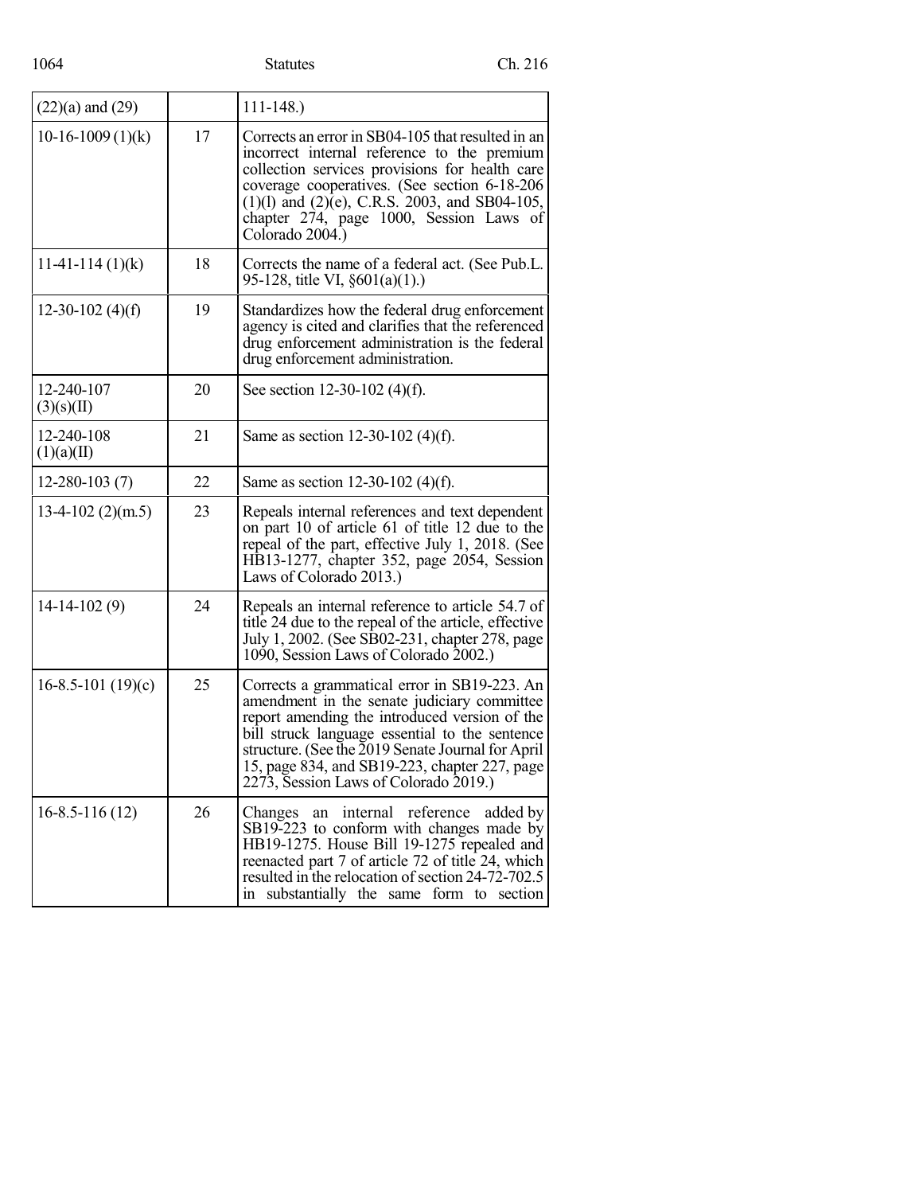| | | |
|---|---|---|
| (22)(a) and (29) | | 111-148.) |
| 10-16-1009 (1)(k) | 17 | Corrects an error in SB04-105 that resulted in an incorrect internal reference to the premium collection services provisions for health care coverage cooperatives. (See section 6-18-206 (1)(l) and (2)(e), C.R.S. 2003, and SB04-105, chapter 274, page 1000, Session Laws of Colorado 2004.) |
| 11-41-114 (1)(k) | 18 | Corrects the name of a federal act. (See Pub.L. 95-128, title VI, §601(a)(1).) |
| 12-30-102 (4)(f) | 19 | Standardizes how the federal drug enforcement agency is cited and clarifies that the referenced drug enforcement administration is the federal drug enforcement administration. |
| 12-240-107 (3)(s)(II) | 20 | See section 12-30-102 (4)(f). |
| 12-240-108 (1)(a)(II) | 21 | Same as section 12-30-102 (4)(f). |
| 12-280-103 (7) | 22 | Same as section 12-30-102 (4)(f). |
| 13-4-102 (2)(m.5) | 23 | Repeals internal references and text dependent on part 10 of article 61 of title 12 due to the repeal of the part, effective July 1, 2018. (See HB13-1277, chapter 352, page 2054, Session Laws of Colorado 2013.) |
| 14-14-102 (9) | 24 | Repeals an internal reference to article 54.7 of title 24 due to the repeal of the article, effective July 1, 2002. (See SB02-231, chapter 278, page 1090, Session Laws of Colorado 2002.) |
| 16-8.5-101 (19)(c) | 25 | Corrects a grammatical error in SB19-223. An amendment in the senate judiciary committee report amending the introduced version of the bill struck language essential to the sentence structure. (See the 2019 Senate Journal for April 15, page 834, and SB19-223, chapter 227, page 2273, Session Laws of Colorado 2019.) |
| 16-8.5-116 (12) | 26 | Changes an internal reference added by SB19-223 to conform with changes made by HB19-1275. House Bill 19-1275 repealed and reenacted part 7 of article 72 of title 24, which resulted in the relocation of section 24-72-702.5 in substantially the same form to section |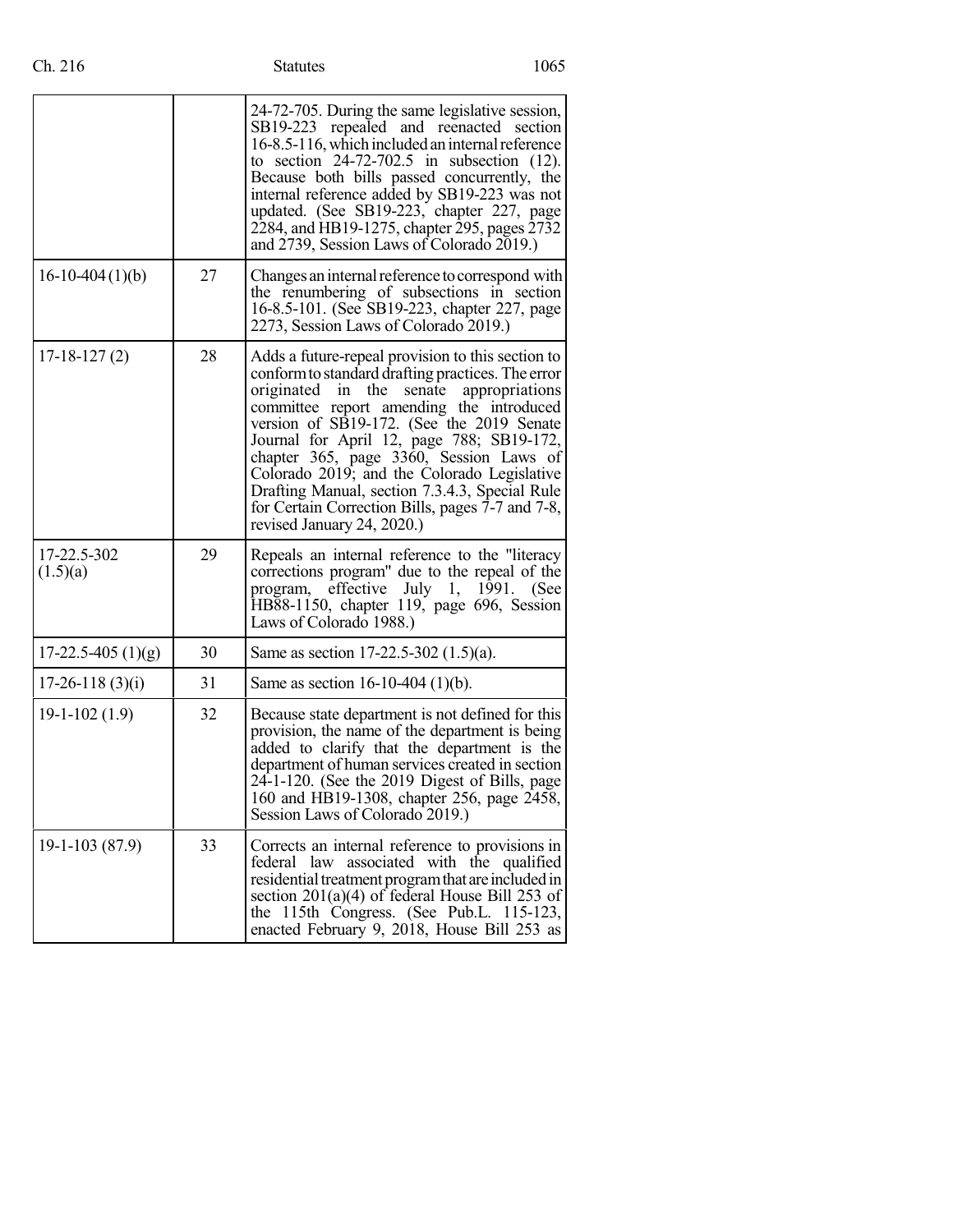| | | |
|---|---|---|
| | | 24-72-705. During the same legislative session, SB19-223 repealed and reenacted section 16-8.5-116, which included an internal reference to section 24-72-702.5 in subsection (12). Because both bills passed concurrently, the internal reference added by SB19-223 was not updated. (See SB19-223, chapter 227, page 2284, and HB19-1275, chapter 295, pages 2732 and 2739, Session Laws of Colorado 2019.) |
| 16-10-404 (1)(b) | 27 | Changes an internal reference to correspond with the renumbering of subsections in section 16-8.5-101. (See SB19-223, chapter 227, page 2273, Session Laws of Colorado 2019.) |
| 17-18-127 (2) | 28 | Adds a future-repeal provision to this section to conform to standard drafting practices. The error originated in the senate appropriations committee report amending the introduced version of SB19-172. (See the 2019 Senate Journal for April 12, page 788; SB19-172, chapter 365, page 3360, Session Laws of Colorado 2019; and the Colorado Legislative Drafting Manual, section 7.3.4.3, Special Rule for Certain Correction Bills, pages 7-7 and 7-8, revised January 24, 2020.) |
| 17-22.5-302 (1.5)(a) | 29 | Repeals an internal reference to the "literacy corrections program" due to the repeal of the program, effective July 1, 1991. (See HB88-1150, chapter 119, page 696, Session Laws of Colorado 1988.) |
| 17-22.5-405 (1)(g) | 30 | Same as section 17-22.5-302 (1.5)(a). |
| 17-26-118 (3)(i) | 31 | Same as section 16-10-404 (1)(b). |
| 19-1-102 (1.9) | 32 | Because state department is not defined for this provision, the name of the department is being added to clarify that the department is the department of human services created in section 24-1-120. (See the 2019 Digest of Bills, page 160 and HB19-1308, chapter 256, page 2458, Session Laws of Colorado 2019.) |
| 19-1-103 (87.9) | 33 | Corrects an internal reference to provisions in federal law associated with the qualified residential treatment program that are included in section 201(a)(4) of federal House Bill 253 of the 115th Congress. (See Pub.L. 115-123, enacted February 9, 2018, House Bill 253 as |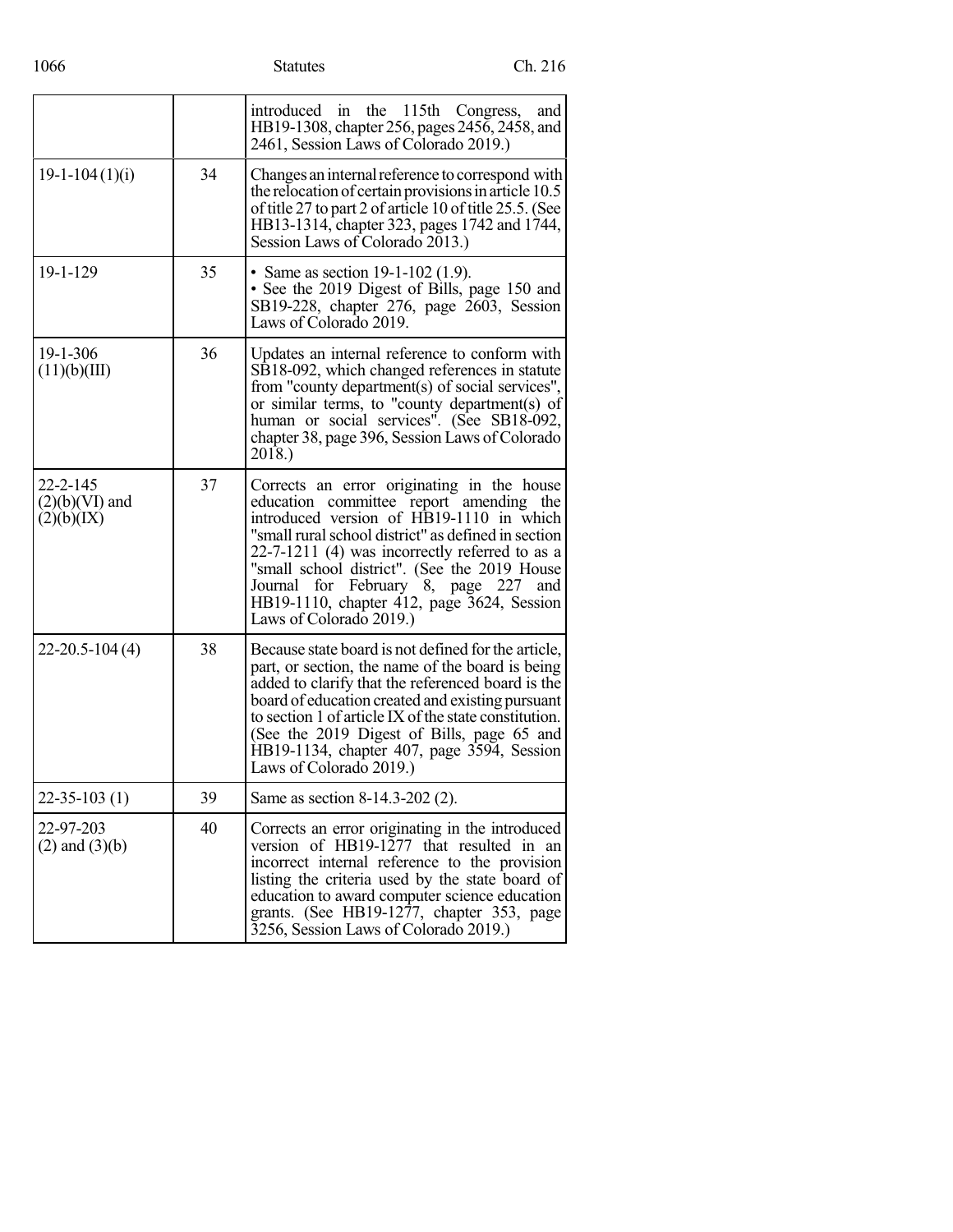| | | |
|---|---|---|
| | | introduced in the 115th Congress, and HB19-1308, chapter 256, pages 2456, 2458, and 2461, Session Laws of Colorado 2019.) |
| 19-1-104 (1)(i) | 34 | Changes an internal reference to correspond with the relocation of certain provisions in article 10.5 of title 27 to part 2 of article 10 of title 25.5. (See HB13-1314, chapter 323, pages 1742 and 1744, Session Laws of Colorado 2013.) |
| 19-1-129 | 35 | • Same as section 19-1-102 (1.9).<br>• See the 2019 Digest of Bills, page 150 and SB19-228, chapter 276, page 2603, Session Laws of Colorado 2019. |
| 19-1-306 (11)(b)(III) | 36 | Updates an internal reference to conform with SB18-092, which changed references in statute from "county department(s) of social services", or similar terms, to "county department(s) of human or social services". (See SB18-092, chapter 38, page 396, Session Laws of Colorado 2018.) |
| 22-2-145 (2)(b)(VI) and (2)(b)(IX) | 37 | Corrects an error originating in the house education committee report amending the introduced version of HB19-1110 in which "small rural school district" as defined in section 22-7-1211 (4) was incorrectly referred to as a "small school district". (See the 2019 House Journal for February 8, page 227 and HB19-1110, chapter 412, page 3624, Session Laws of Colorado 2019.) |
| 22-20.5-104 (4) | 38 | Because state board is not defined for the article, part, or section, the name of the board is being added to clarify that the referenced board is the board of education created and existing pursuant to section 1 of article IX of the state constitution. (See the 2019 Digest of Bills, page 65 and HB19-1134, chapter 407, page 3594, Session Laws of Colorado 2019.) |
| 22-35-103 (1) | 39 | Same as section 8-14.3-202 (2). |
| 22-97-203 (2) and (3)(b) | 40 | Corrects an error originating in the introduced version of HB19-1277 that resulted in an incorrect internal reference to the provision listing the criteria used by the state board of education to award computer science education grants. (See HB19-1277, chapter 353, page 3256, Session Laws of Colorado 2019.) |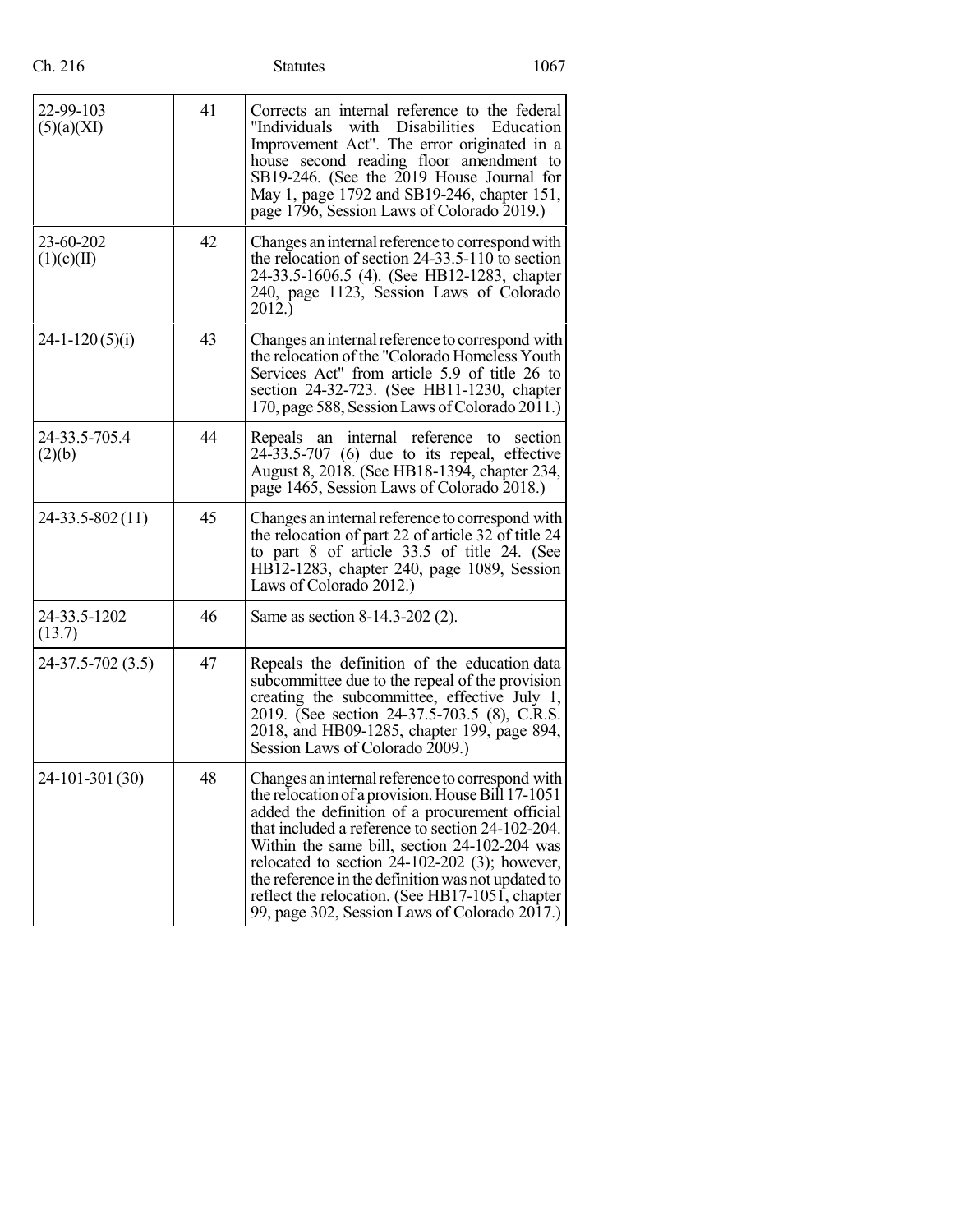| | | |
|---|---|---|
| 22-99-103 (5)(a)(XI) | 41 | Corrects an internal reference to the federal "Individuals with Disabilities Education Improvement Act". The error originated in a house second reading floor amendment to SB19-246. (See the 2019 House Journal for May 1, page 1792 and SB19-246, chapter 151, page 1796, Session Laws of Colorado 2019.) |
| 23-60-202 (1)(c)(II) | 42 | Changes an internal reference to correspond with the relocation of section 24-33.5-110 to section 24-33.5-1606.5 (4). (See HB12-1283, chapter 240, page 1123, Session Laws of Colorado 2012.) |
| 24-1-120 (5)(i) | 43 | Changes an internal reference to correspond with the relocation of the "Colorado Homeless Youth Services Act" from article 5.9 of title 26 to section 24-32-723. (See HB11-1230, chapter 170, page 588, Session Laws of Colorado 2011.) |
| 24-33.5-705.4 (2)(b) | 44 | Repeals an internal reference to section 24-33.5-707 (6) due to its repeal, effective August 8, 2018. (See HB18-1394, chapter 234, page 1465, Session Laws of Colorado 2018.) |
| 24-33.5-802 (11) | 45 | Changes an internal reference to correspond with the relocation of part 22 of article 32 of title 24 to part 8 of article 33.5 of title 24. (See HB12-1283, chapter 240, page 1089, Session Laws of Colorado 2012.) |
| 24-33.5-1202 (13.7) | 46 | Same as section 8-14.3-202 (2). |
| 24-37.5-702 (3.5) | 47 | Repeals the definition of the education data subcommittee due to the repeal of the provision creating the subcommittee, effective July 1, 2019. (See section 24-37.5-703.5 (8), C.R.S. 2018, and HB09-1285, chapter 199, page 894, Session Laws of Colorado 2009.) |
| 24-101-301 (30) | 48 | Changes an internal reference to correspond with the relocation of a provision. House Bill 17-1051 added the definition of a procurement official that included a reference to section 24-102-204. Within the same bill, section 24-102-204 was relocated to section 24-102-202 (3); however, the reference in the definition was not updated to reflect the relocation. (See HB17-1051, chapter 99, page 302, Session Laws of Colorado 2017.) |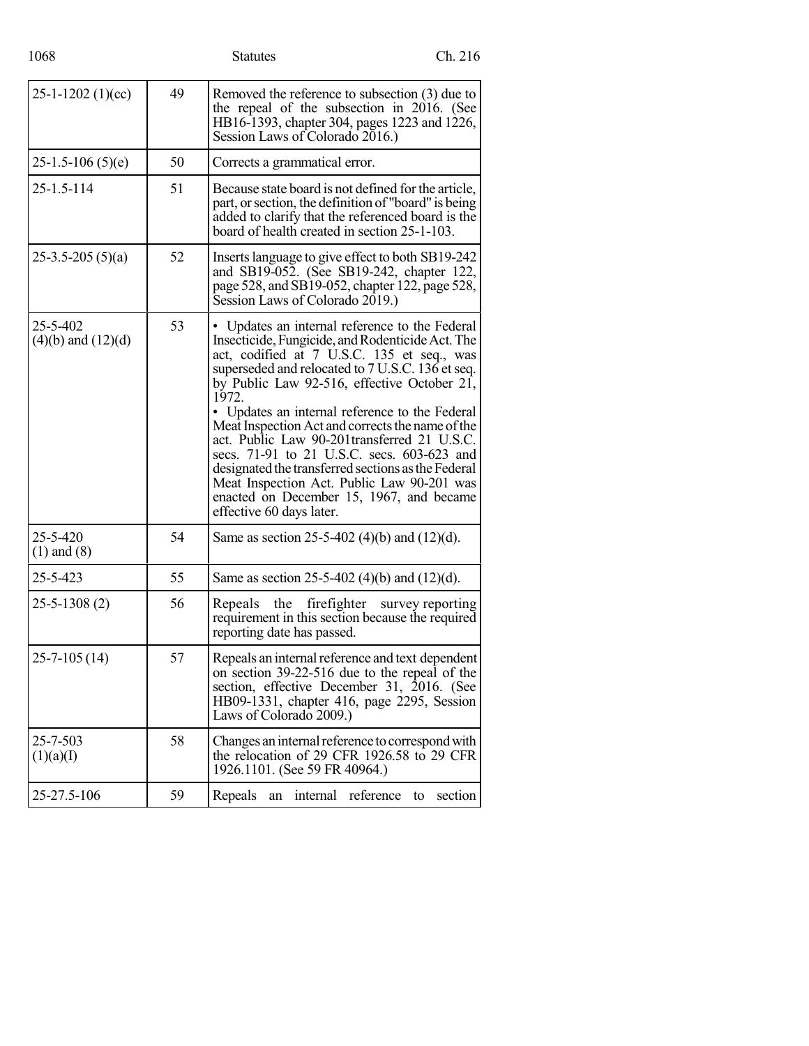| | | |
|---|---|---|
| 25-1-1202 (1)(cc) | 49 | Removed the reference to subsection (3) due to the repeal of the subsection in 2016. (See HB16-1393, chapter 304, pages 1223 and 1226, Session Laws of Colorado 2016.) |
| 25-1.5-106 (5)(e) | 50 | Corrects a grammatical error. |
| 25-1.5-114 | 51 | Because state board is not defined for the article, part, or section, the definition of "board" is being added to clarify that the referenced board is the board of health created in section 25-1-103. |
| 25-3.5-205 (5)(a) | 52 | Inserts language to give effect to both SB19-242 and SB19-052. (See SB19-242, chapter 122, page 528, and SB19-052, chapter 122, page 528, Session Laws of Colorado 2019.) |
| 25-5-402 (4)(b) and (12)(d) | 53 | • Updates an internal reference to the Federal Insecticide, Fungicide, and Rodenticide Act. The act, codified at 7 U.S.C. 135 et seq., was superseded and relocated to 7 U.S.C. 136 et seq. by Public Law 92-516, effective October 21, 1972.<br>• Updates an internal reference to the Federal Meat Inspection Act and corrects the name of the act. Public Law 90-201transferred 21 U.S.C. secs. 71-91 to 21 U.S.C. secs. 603-623 and designated the transferred sections as the Federal Meat Inspection Act. Public Law 90-201 was enacted on December 15, 1967, and became effective 60 days later. |
| 25-5-420 (1) and (8) | 54 | Same as section 25-5-402 (4)(b) and (12)(d). |
| 25-5-423 | 55 | Same as section 25-5-402 (4)(b) and (12)(d). |
| 25-5-1308 (2) | 56 | Repeals the firefighter survey reporting requirement in this section because the required reporting date has passed. |
| 25-7-105 (14) | 57 | Repeals an internal reference and text dependent on section 39-22-516 due to the repeal of the section, effective December 31, 2016. (See HB09-1331, chapter 416, page 2295, Session Laws of Colorado 2009.) |
| 25-7-503 (1)(a)(I) | 58 | Changes an internal reference to correspond with the relocation of 29 CFR 1926.58 to 29 CFR 1926.1101. (See 59 FR 40964.) |
| 25-27.5-106 | 59 | Repeals an internal reference to section |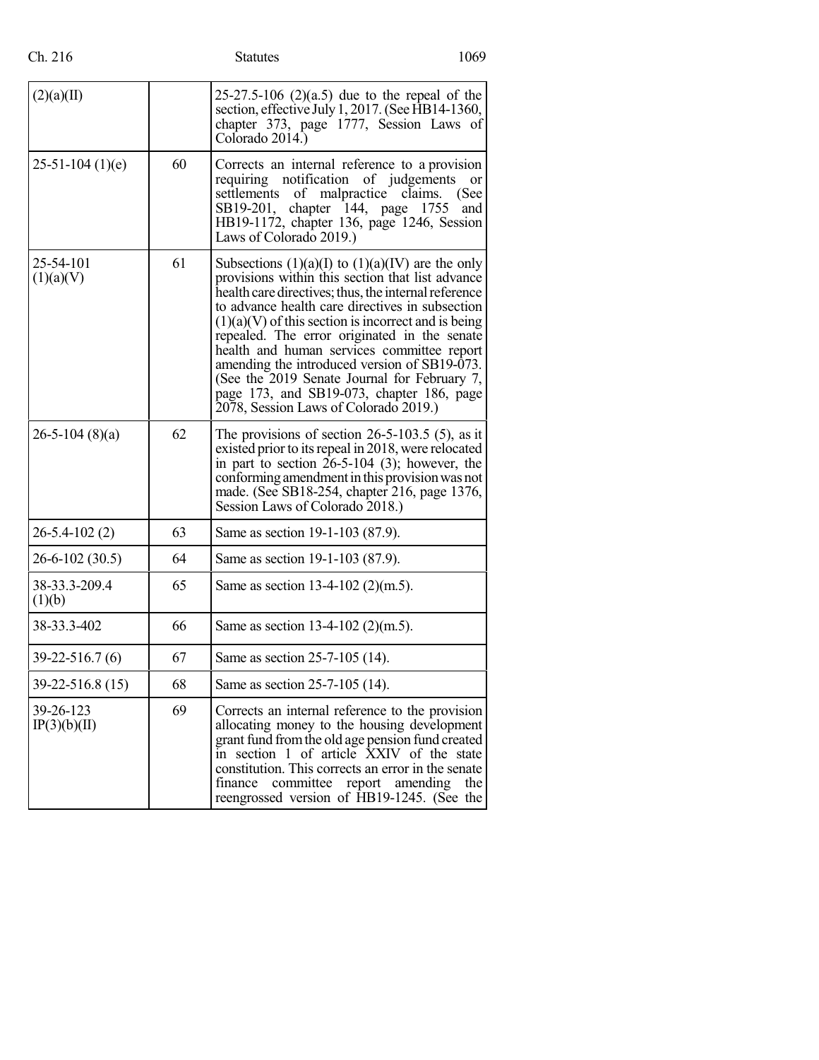| | | |
|---|---|---|
| (2)(a)(II) | | 25-27.5-106 (2)(a.5) due to the repeal of the section, effective July 1, 2017. (See HB14-1360, chapter 373, page 1777, Session Laws of Colorado 2014.) |
| 25-51-104 (1)(e) | 60 | Corrects an internal reference to a provision requiring notification of judgements or settlements of malpractice claims. (See SB19-201, chapter 144, page 1755 and HB19-1172, chapter 136, page 1246, Session Laws of Colorado 2019.) |
| 25-54-101 (1)(a)(V) | 61 | Subsections (1)(a)(I) to (1)(a)(IV) are the only provisions within this section that list advance health care directives; thus, the internal reference to advance health care directives in subsection (1)(a)(V) of this section is incorrect and is being repealed. The error originated in the senate health and human services committee report amending the introduced version of SB19-073. (See the 2019 Senate Journal for February 7, page 173, and SB19-073, chapter 186, page 2078, Session Laws of Colorado 2019.) |
| 26-5-104 (8)(a) | 62 | The provisions of section 26-5-103.5 (5), as it existed prior to its repeal in 2018, were relocated in part to section 26-5-104 (3); however, the conforming amendment in this provision was not made. (See SB18-254, chapter 216, page 1376, Session Laws of Colorado 2018.) |
| 26-5.4-102 (2) | 63 | Same as section 19-1-103 (87.9). |
| 26-6-102 (30.5) | 64 | Same as section 19-1-103 (87.9). |
| 38-33.3-209.4 (1)(b) | 65 | Same as section 13-4-102 (2)(m.5). |
| 38-33.3-402 | 66 | Same as section 13-4-102 (2)(m.5). |
| 39-22-516.7 (6) | 67 | Same as section 25-7-105 (14). |
| 39-22-516.8 (15) | 68 | Same as section 25-7-105 (14). |
| 39-26-123 IP(3)(b)(II) | 69 | Corrects an internal reference to the provision allocating money to the housing development grant fund from the old age pension fund created in section 1 of article XXIV of the state constitution. This corrects an error in the senate finance committee report amending the reengrossed version of HB19-1245. (See the |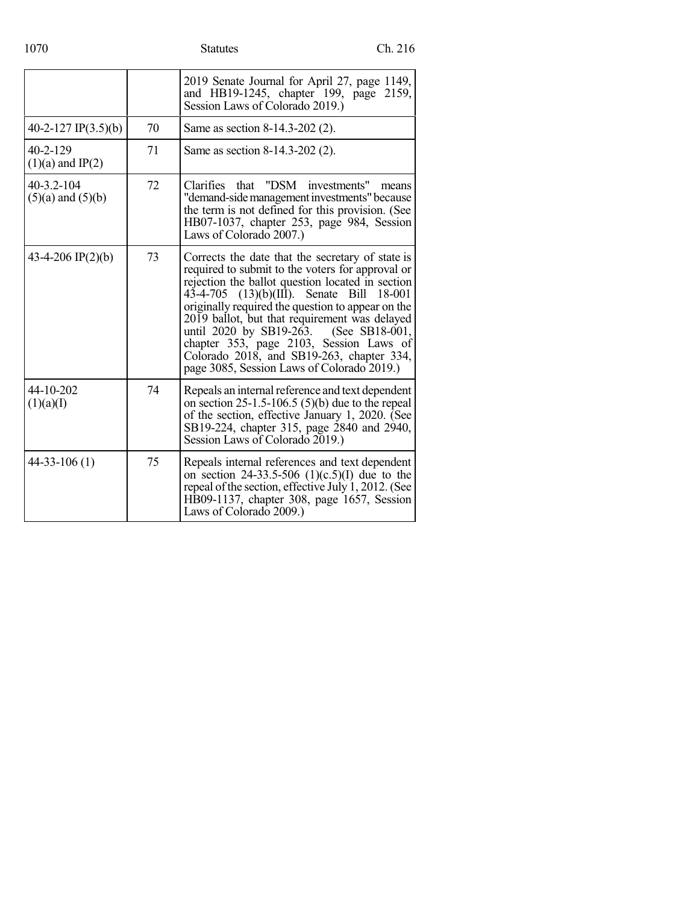| | | |
|---|---|---|
| | | 2019 Senate Journal for April 27, page 1149, and HB19-1245, chapter 199, page 2159, Session Laws of Colorado 2019.) |
| 40-2-127 IP(3.5)(b) | 70 | Same as section 8-14.3-202 (2). |
| 40-2-129 (1)(a) and IP(2) | 71 | Same as section 8-14.3-202 (2). |
| 40-3.2-104 (5)(a) and (5)(b) | 72 | Clarifies that "DSM investments" means "demand-side management investments" because the term is not defined for this provision. (See HB07-1037, chapter 253, page 984, Session Laws of Colorado 2007.) |
| 43-4-206 IP(2)(b) | 73 | Corrects the date that the secretary of state is required to submit to the voters for approval or rejection the ballot question located in section 43-4-705 (13)(b)(III). Senate Bill 18-001 originally required the question to appear on the 2019 ballot, but that requirement was delayed until 2020 by SB19-263. (See SB18-001, chapter 353, page 2103, Session Laws of Colorado 2018, and SB19-263, chapter 334, page 3085, Session Laws of Colorado 2019.) |
| 44-10-202 (1)(a)(I) | 74 | Repeals an internal reference and text dependent on section 25-1.5-106.5 (5)(b) due to the repeal of the section, effective January 1, 2020. (See SB19-224, chapter 315, page 2840 and 2940, Session Laws of Colorado 2019.) |
| 44-33-106 (1) | 75 | Repeals internal references and text dependent on section 24-33.5-506 (1)(c.5)(I) due to the repeal of the section, effective July 1, 2012. (See HB09-1137, chapter 308, page 1657, Session Laws of Colorado 2009.) |